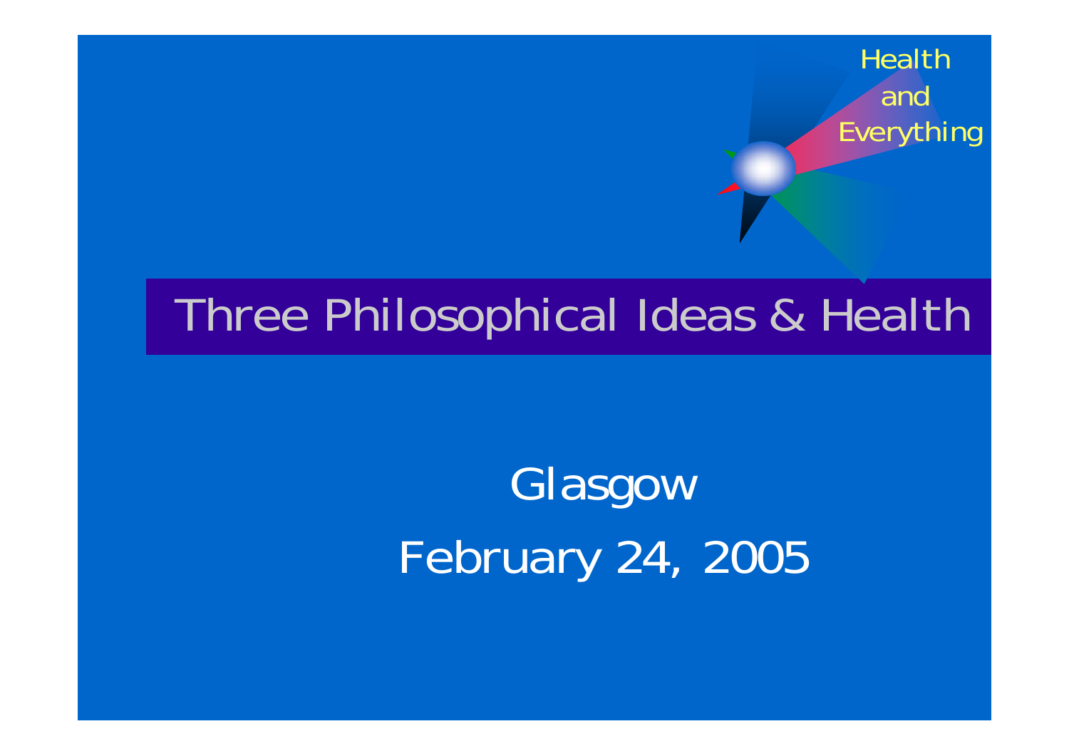Health and Everything

# Three Philosophical Ideas & Health

Glasgow

February 24, 2005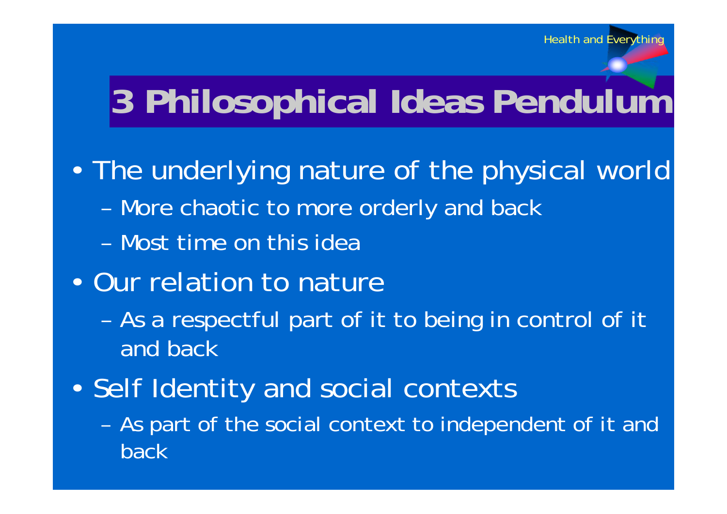# 3 Philosophical Ideas Pendulum

- The underlying nature of the physical world
  - More chaotic to more orderly and back
  - Most time on this idea
- Our relation to nature
  - As a respectful part of it to being in control of it and back
- Self Identity and social contexts
  - As part of the social context to independent of it and back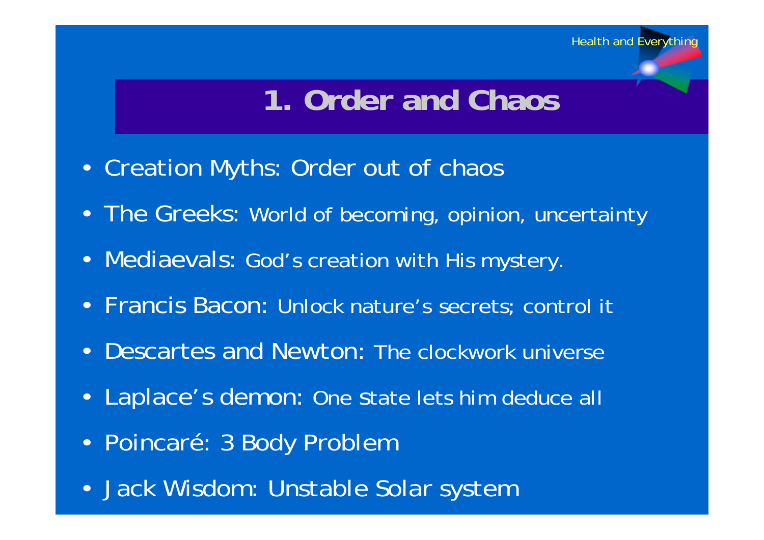# 1. Order and Chaos

- Creation Myths: Order out of chaos
- The Greeks: World of becoming, opinion, uncertainty
- Mediaevals: God's creation with His mystery.
- Francis Bacon: Unlock nature's secrets; control it
- Descartes and Newton: The clockwork universe
- Laplace's demon: One state lets him deduce all
- Poincaré: 3 Body Problem
- Jack Wisdom: Unstable Solar system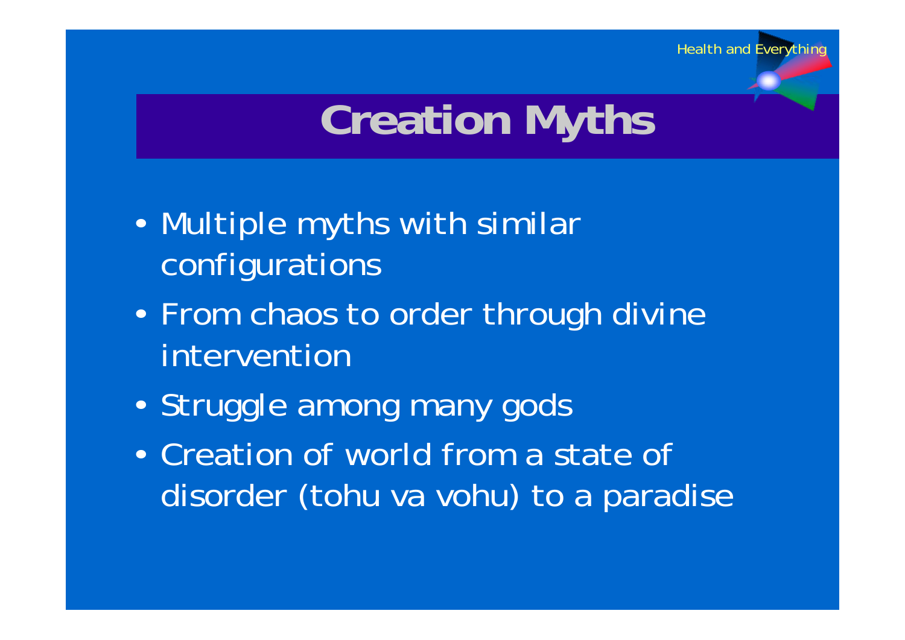# Creation Myths

- Multiple myths with similar configurations
- From chaos to order through divine intervention
- Struggle among many gods
- Creation of world from a state of disorder (tohu va vohu) to a paradise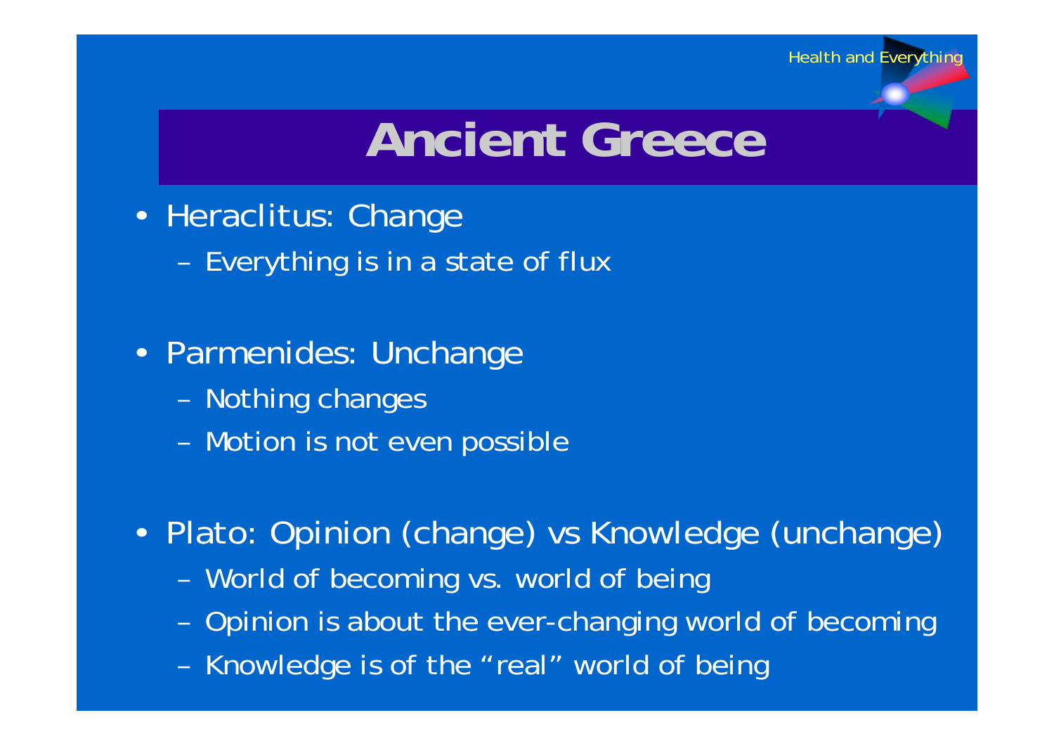# Ancient Greece

- Heraclitus: Change
  - Everything is in a state of flux
- Parmenides: Unchange
  - Nothing changes
  - Motion is not even possible
- Plato: Opinion (change) vs Knowledge (unchange)
  - World of becoming vs. world of being
  - Opinion is about the ever-changing world of becoming
  - Knowledge is of the "real" world of being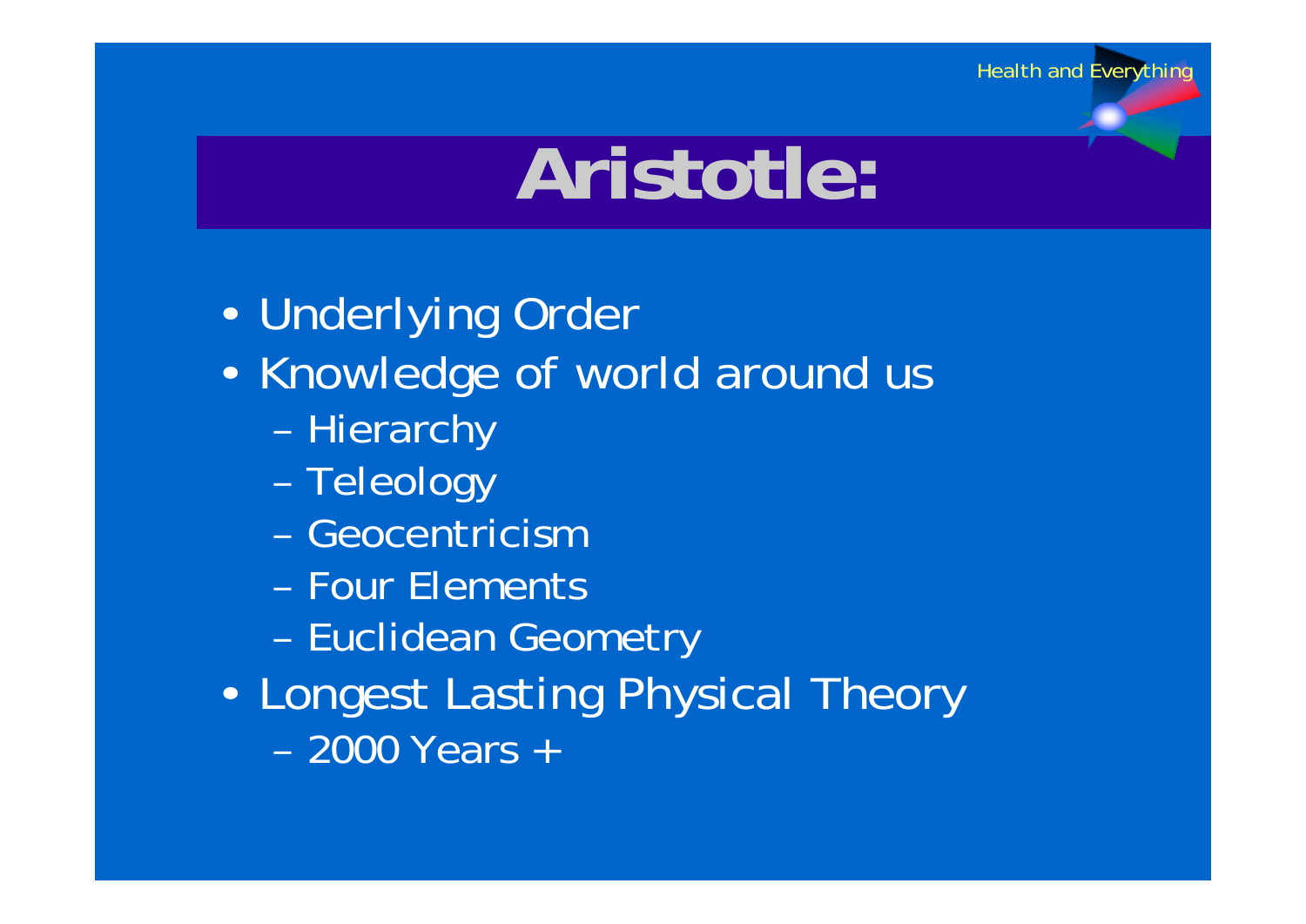# Aristotle:

- Underlying Order
- Knowledge of world around us
  - Hierarchy
  - Teleology
  - Geocentricism
  - Four Elements
  - Euclidean Geometry
- Longest Lasting Physical Theory
  - 2000 Years +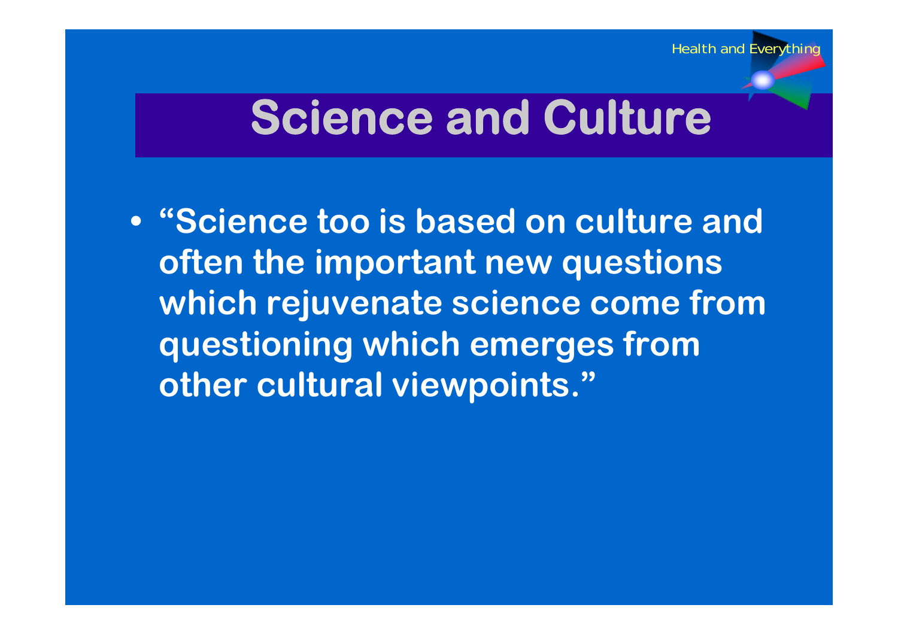# Science and Culture

- **"Science too is based on culture and often the important new questions which rejuvenate science come from questioning which emerges from other cultural viewpoints."**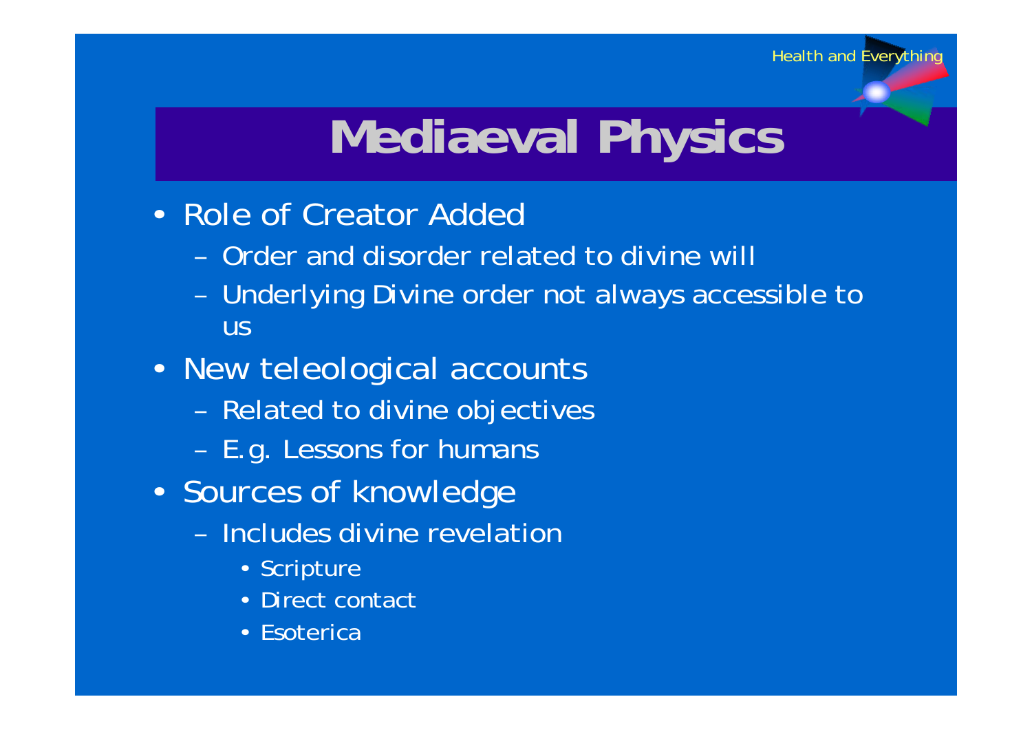# Mediaeval Physics

- Role of Creator Added
  - Order and disorder related to divine will
  - Underlying Divine order not always accessible to us
- New teleological accounts
  - Related to divine objectives
  - E.g. Lessons for humans
- Sources of knowledge
  - Includes divine revelation
    - Scripture
    - Direct contact
    - Esoterica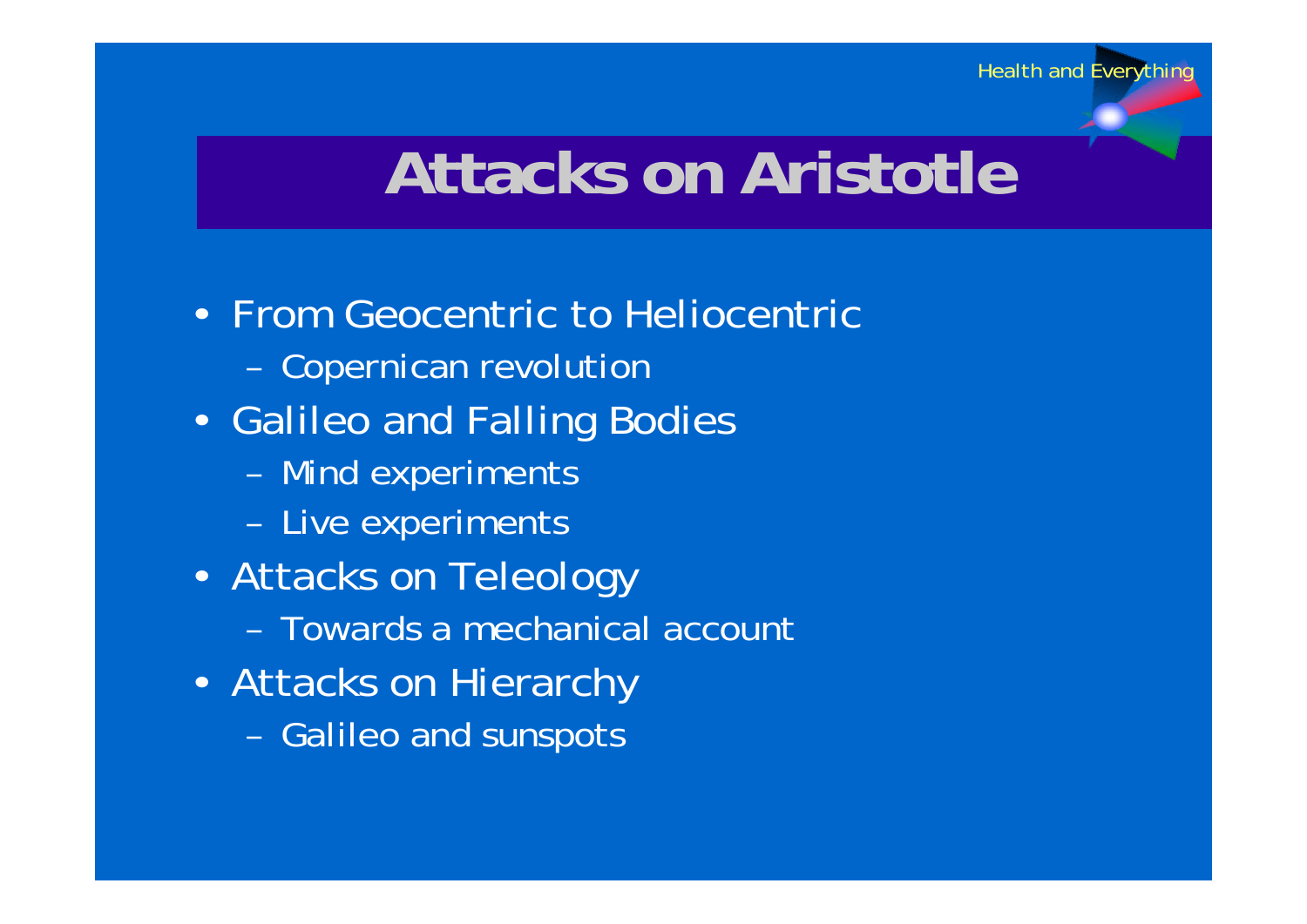# Attacks on Aristotle

- From Geocentric to Heliocentric
  - Copernican revolution
- Galileo and Falling Bodies
  - Mind experiments
  - Live experiments
- Attacks on Teleology
  - Towards a mechanical account
- Attacks on Hierarchy
  - Galileo and sunspots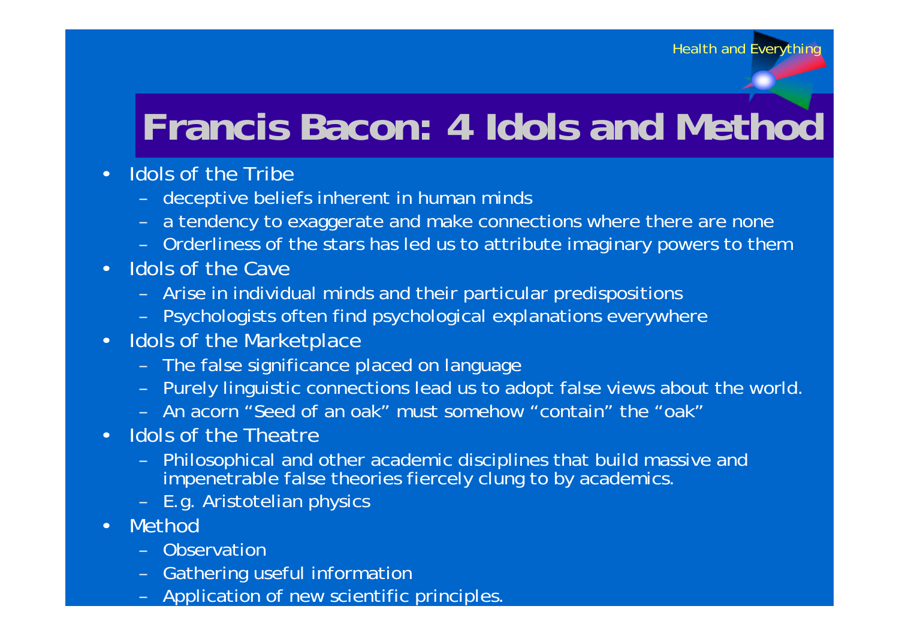# Francis Bacon: 4 Idols and Method

- Idols of the Tribe
  - deceptive beliefs inherent in human minds
  - a tendency to exaggerate and make connections where there are none
  - Orderliness of the stars has led us to attribute imaginary powers to them
- Idols of the Cave
  - Arise in individual minds and their particular predispositions
  - Psychologists often find psychological explanations everywhere
- Idols of the Marketplace
  - The false significance placed on language
  - Purely linguistic connections lead us to adopt false views about the world.
  - An acorn "Seed of an oak" must somehow "contain" the "oak"
- Idols of the Theatre
  - Philosophical and other academic disciplines that build massive and impenetrable false theories fiercely clung to by academics.
  - E.g. Aristotelian physics
- Method
  - Observation
  - Gathering useful information
  - Application of new scientific principles.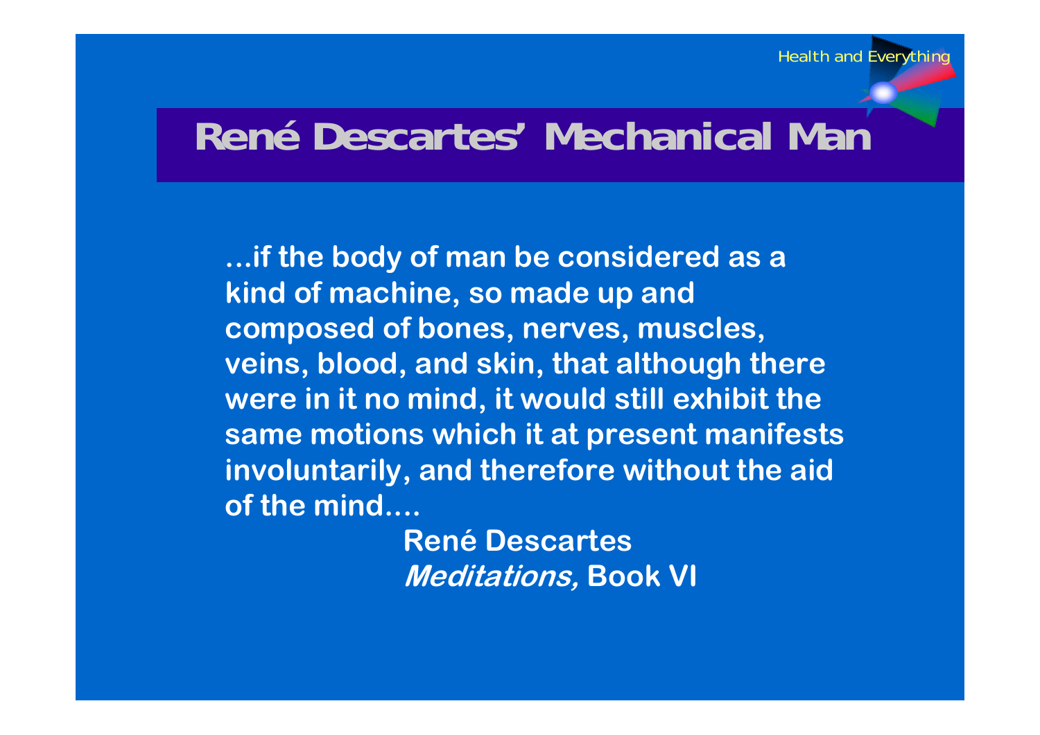# René Descartes' Mechanical Man

**...if the body of man be considered as a kind of machine, so made up and composed of bones, nerves, muscles, veins, blood, and skin, that although there were in it no mind, it would still exhibit the same motions which it at present manifests involuntarily, and therefore without the aid of the mind....**

**René Descartes**
***Meditations,*** **Book VI**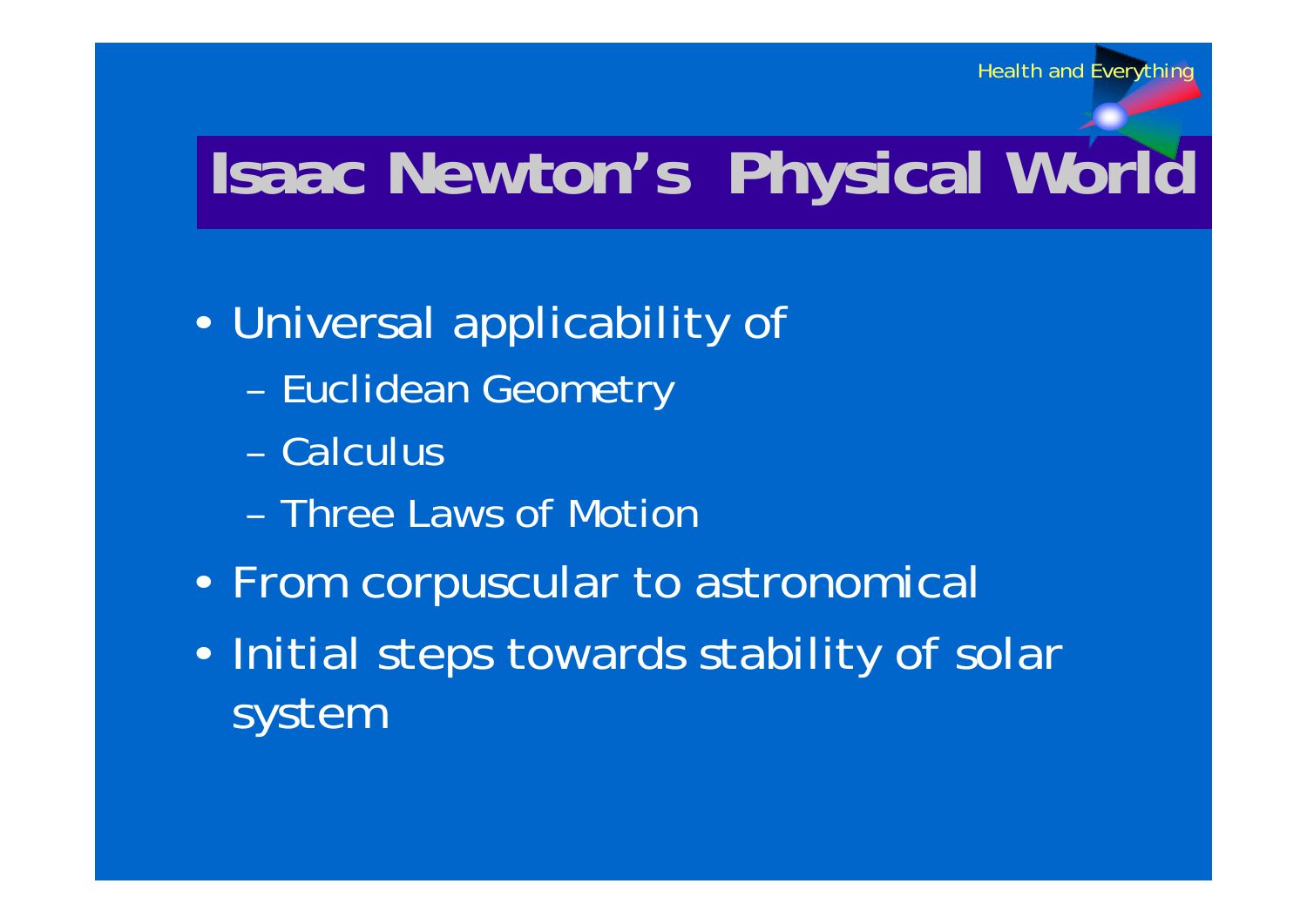# Isaac Newton's Physical World

- Universal applicability of
  - Euclidean Geometry
  - Calculus
  - Three Laws of Motion
- From corpuscular to astronomical
- Initial steps towards stability of solar system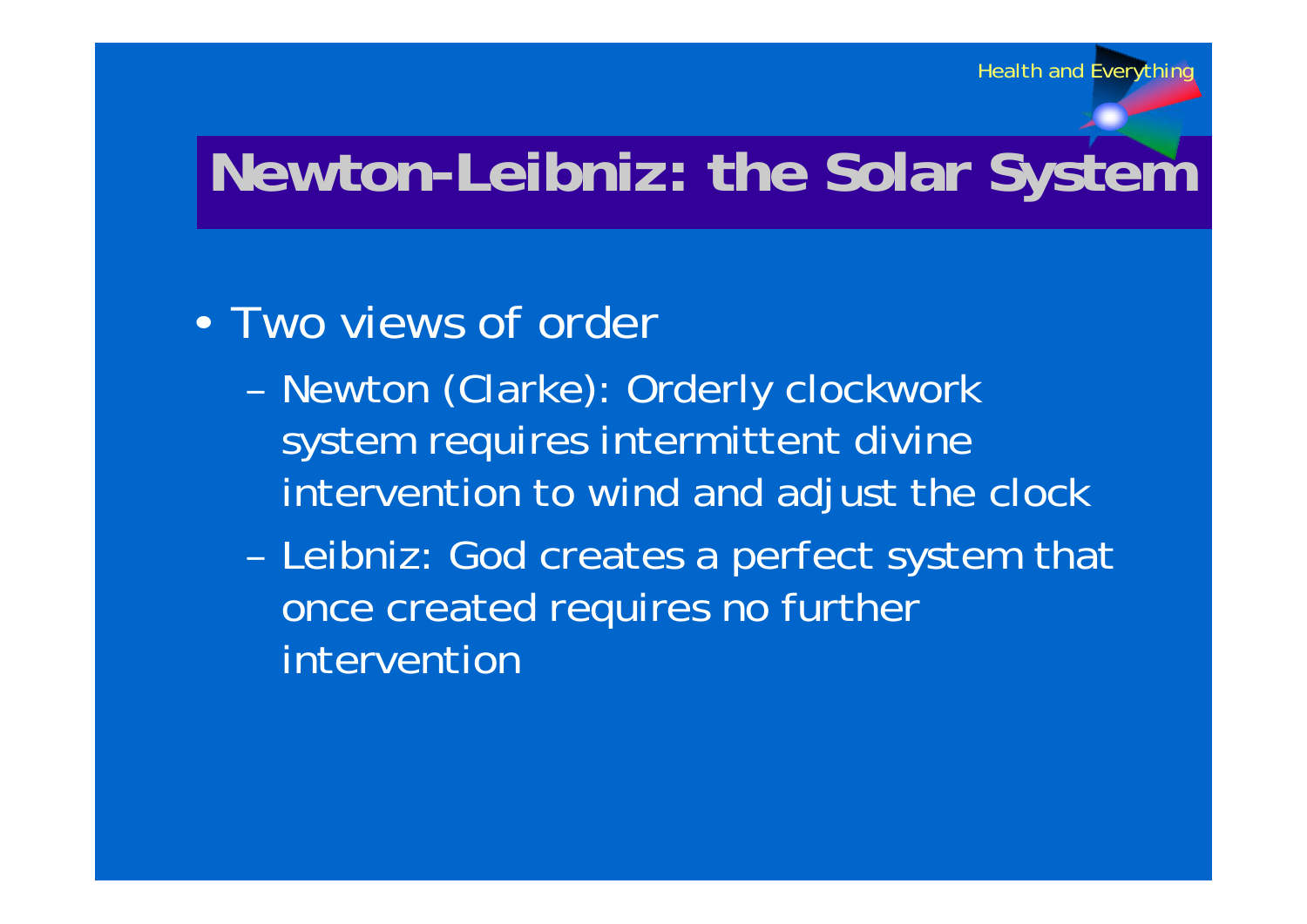# Newton-Leibniz: the Solar System

- Two views of order
  - Newton (Clarke): Orderly clockwork system requires intermittent divine intervention to wind and adjust the clock
  - Leibniz: God creates a perfect system that once created requires no further intervention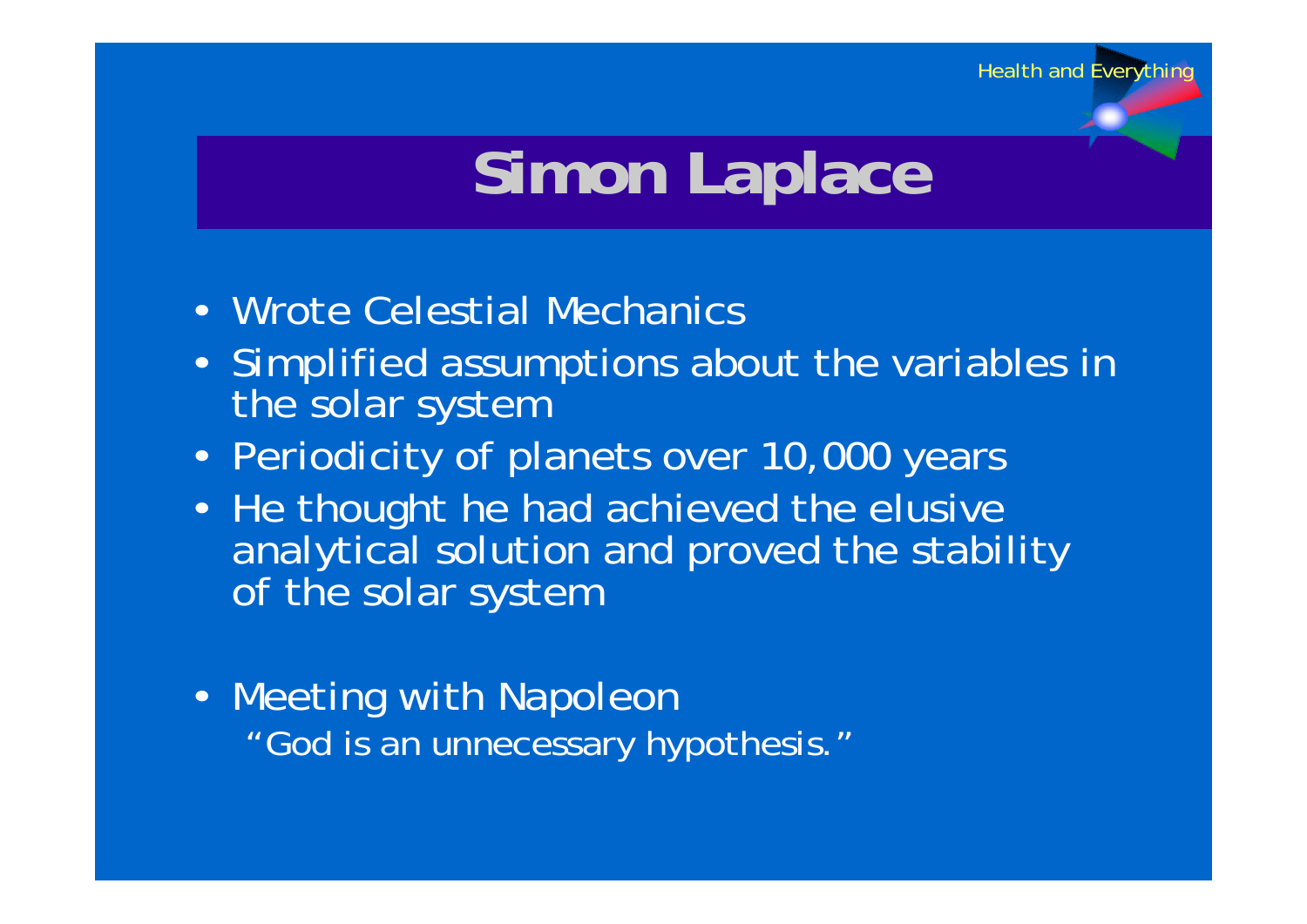# Simon Laplace

- Wrote Celestial Mechanics
- Simplified assumptions about the variables in the solar system
- Periodicity of planets over 10,000 years
- He thought he had achieved the elusive analytical solution and proved the stability of the solar system

- Meeting with Napoleon
  "God is an unnecessary hypothesis."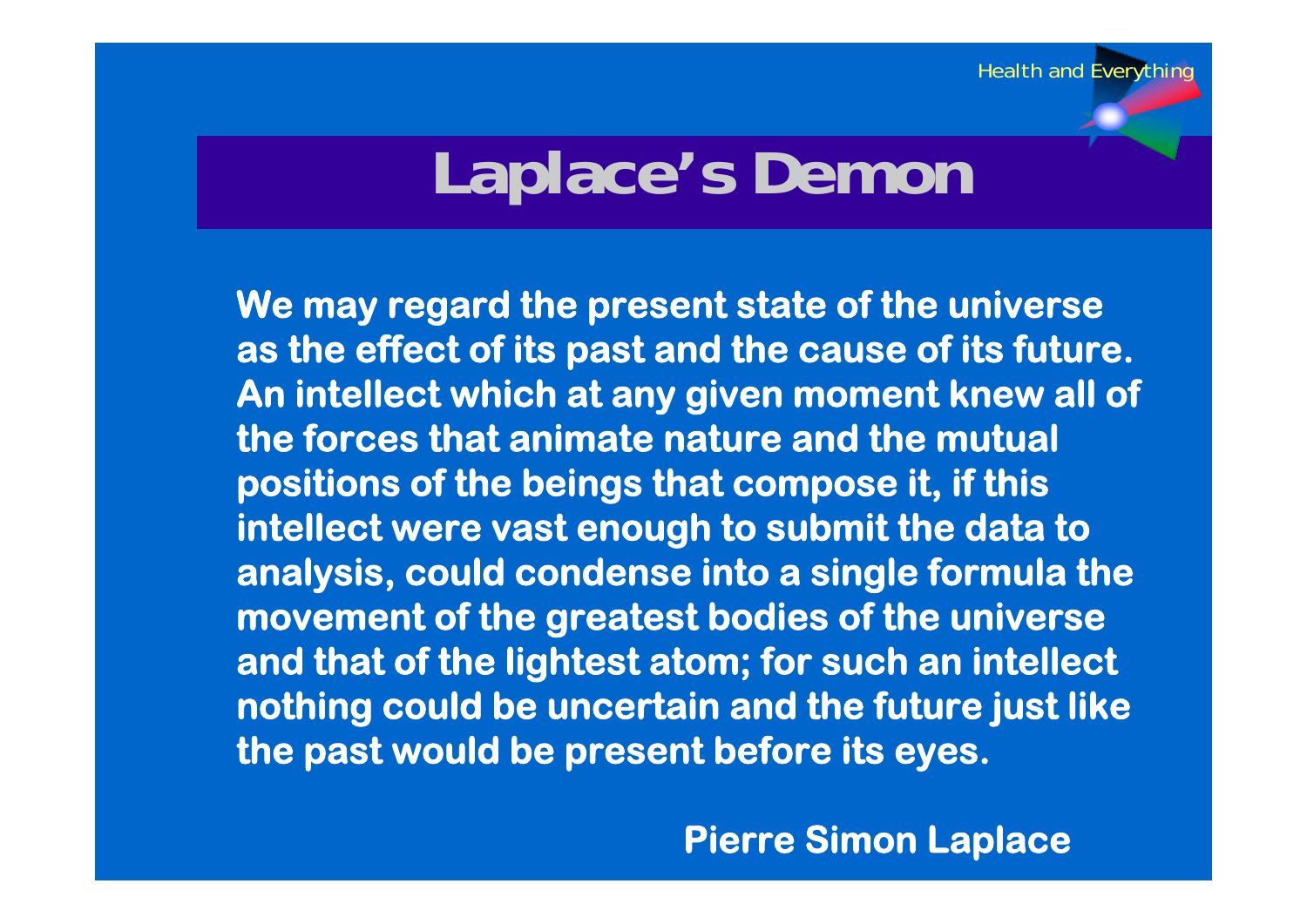# Laplace's Demon

**We may regard the present state of the universe as the effect of its past and the cause of its future. An intellect which at any given moment knew all of the forces that animate nature and the mutual positions of the beings that compose it, if this intellect were vast enough to submit the data to analysis, could condense into a single formula the movement of the greatest bodies of the universe and that of the lightest atom; for such an intellect nothing could be uncertain and the future just like the past would be present before its eyes.**

**Pierre Simon Laplace**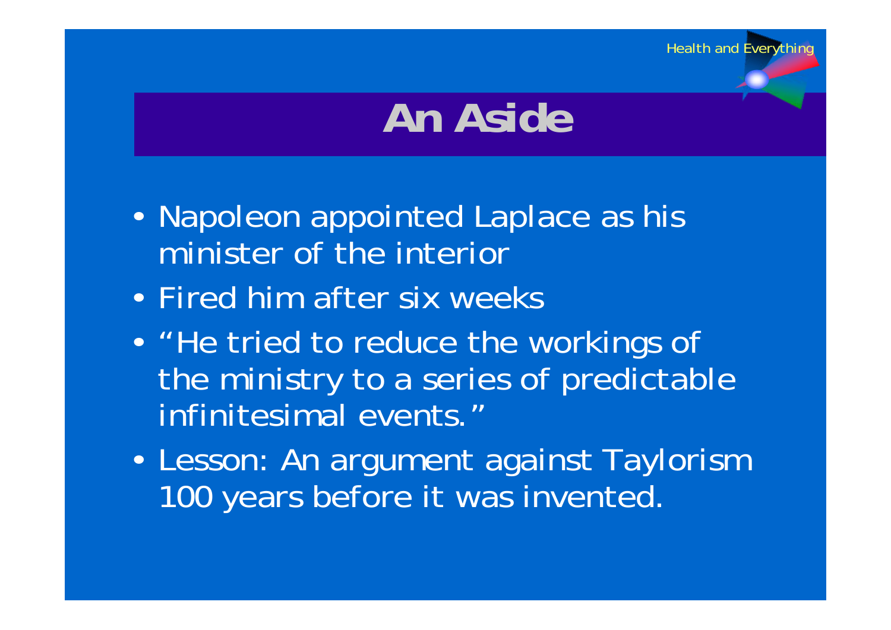# An Aside

- Napoleon appointed Laplace as his minister of the interior
- Fired him after six weeks
- "He tried to reduce the workings of the ministry to a series of predictable infinitesimal events."
- Lesson: An argument against Taylorism 100 years before it was invented.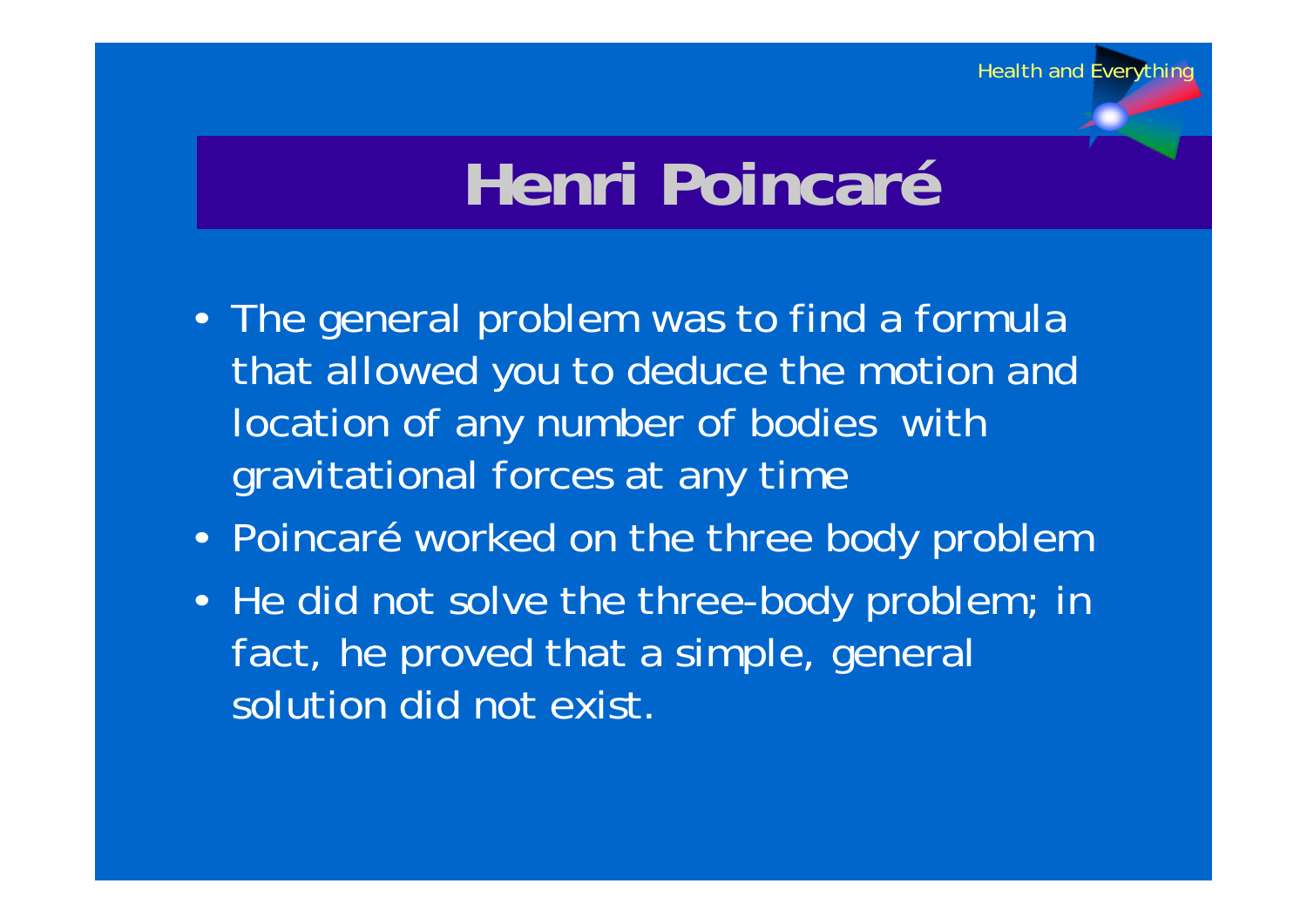# Henri Poincaré

- The general problem was to find a formula that allowed you to deduce the motion and location of any number of bodies with gravitational forces at any time
- Poincaré worked on the three body problem
- He did not solve the three-body problem; in fact, he proved that a simple, general solution did not exist.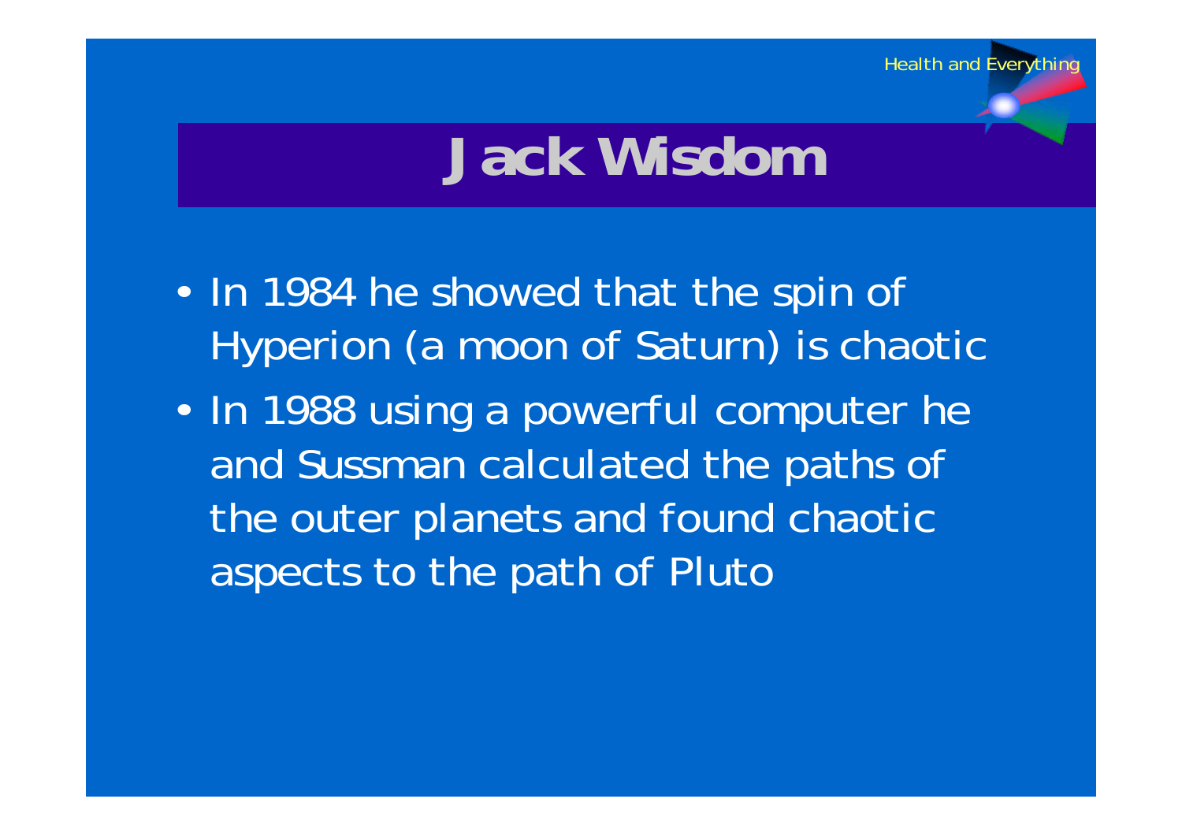# Jack Wisdom

- In 1984 he showed that the spin of Hyperion (a moon of Saturn) is chaotic
- In 1988 using a powerful computer he and Sussman calculated the paths of the outer planets and found chaotic aspects to the path of Pluto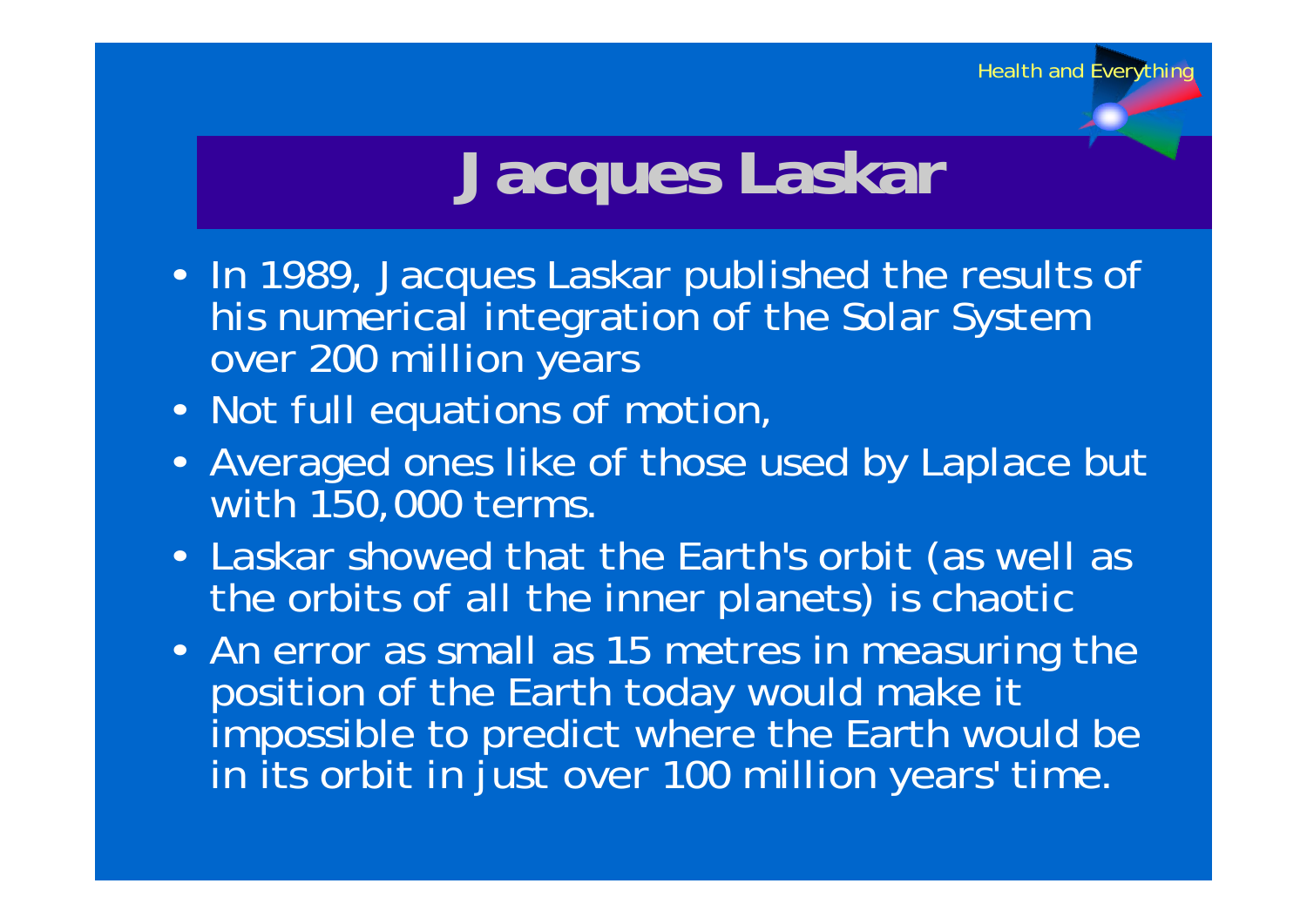# Jacques Laskar

- In 1989, Jacques Laskar published the results of his numerical integration of the Solar System over 200 million years
- Not full equations of motion,
- Averaged ones like of those used by Laplace but with 150,000 terms.
- Laskar showed that the Earth's orbit (as well as the orbits of all the inner planets) is chaotic
- An error as small as 15 metres in measuring the position of the Earth today would make it impossible to predict where the Earth would be in its orbit in just over 100 million years' time.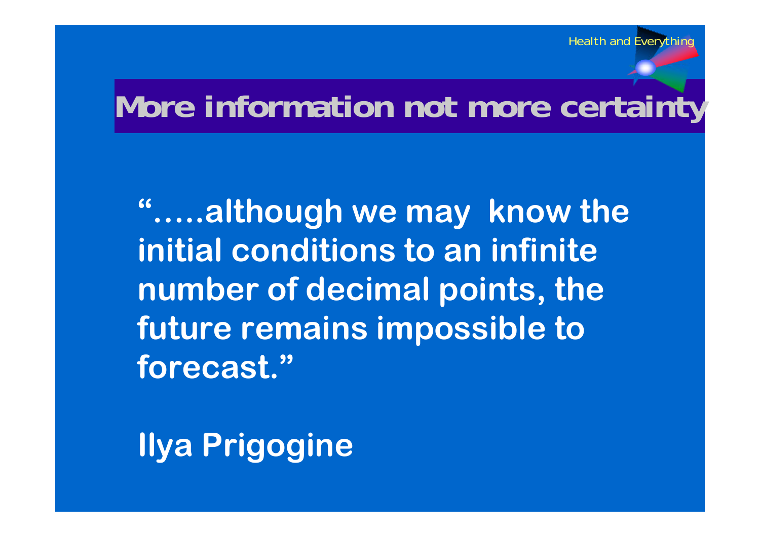# More information not more certainty

**“.....although we may know the initial conditions to an infinite number of decimal points, the future remains impossible to forecast.”**

**Ilya Prigogine**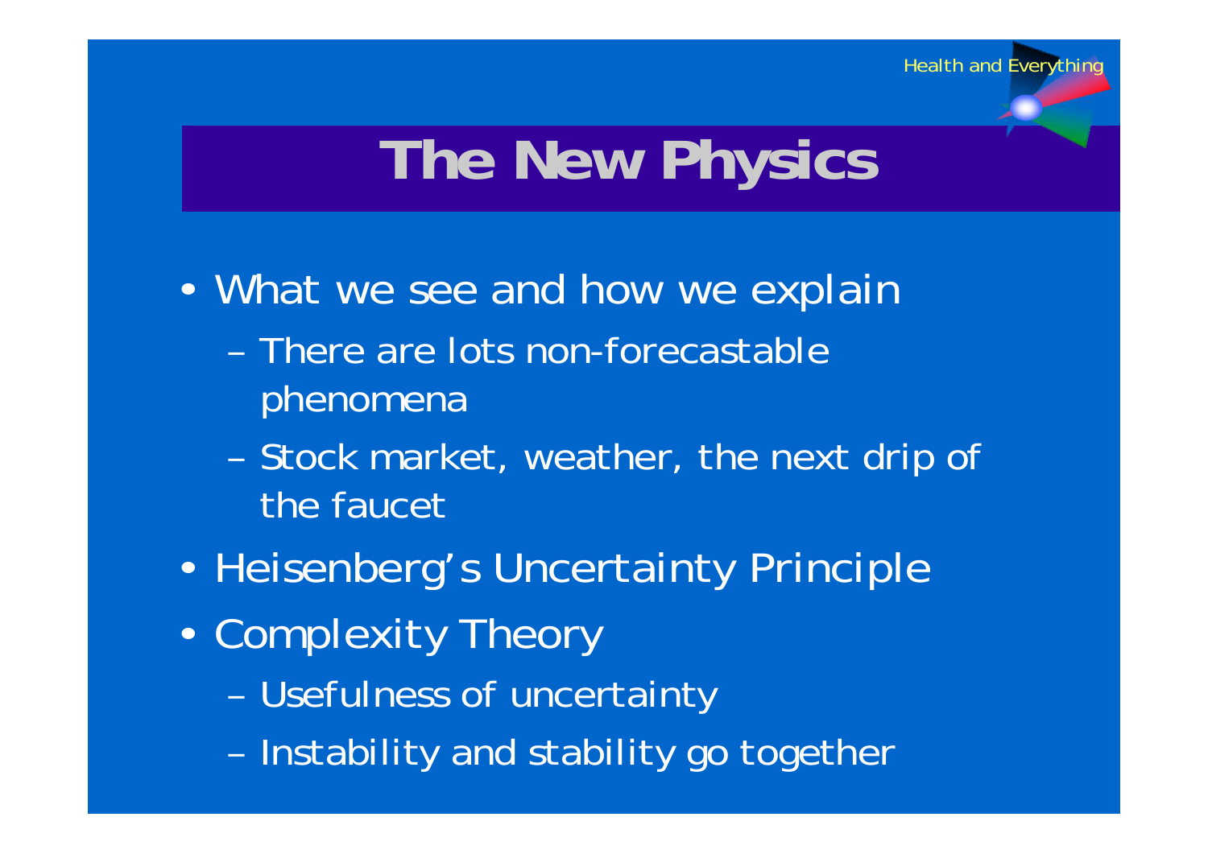# The New Physics

- What we see and how we explain
  - There are lots non-forecastable phenomena
  - Stock market, weather, the next drip of the faucet
- Heisenberg's Uncertainty Principle
- Complexity Theory
  - Usefulness of uncertainty
  - Instability and stability go together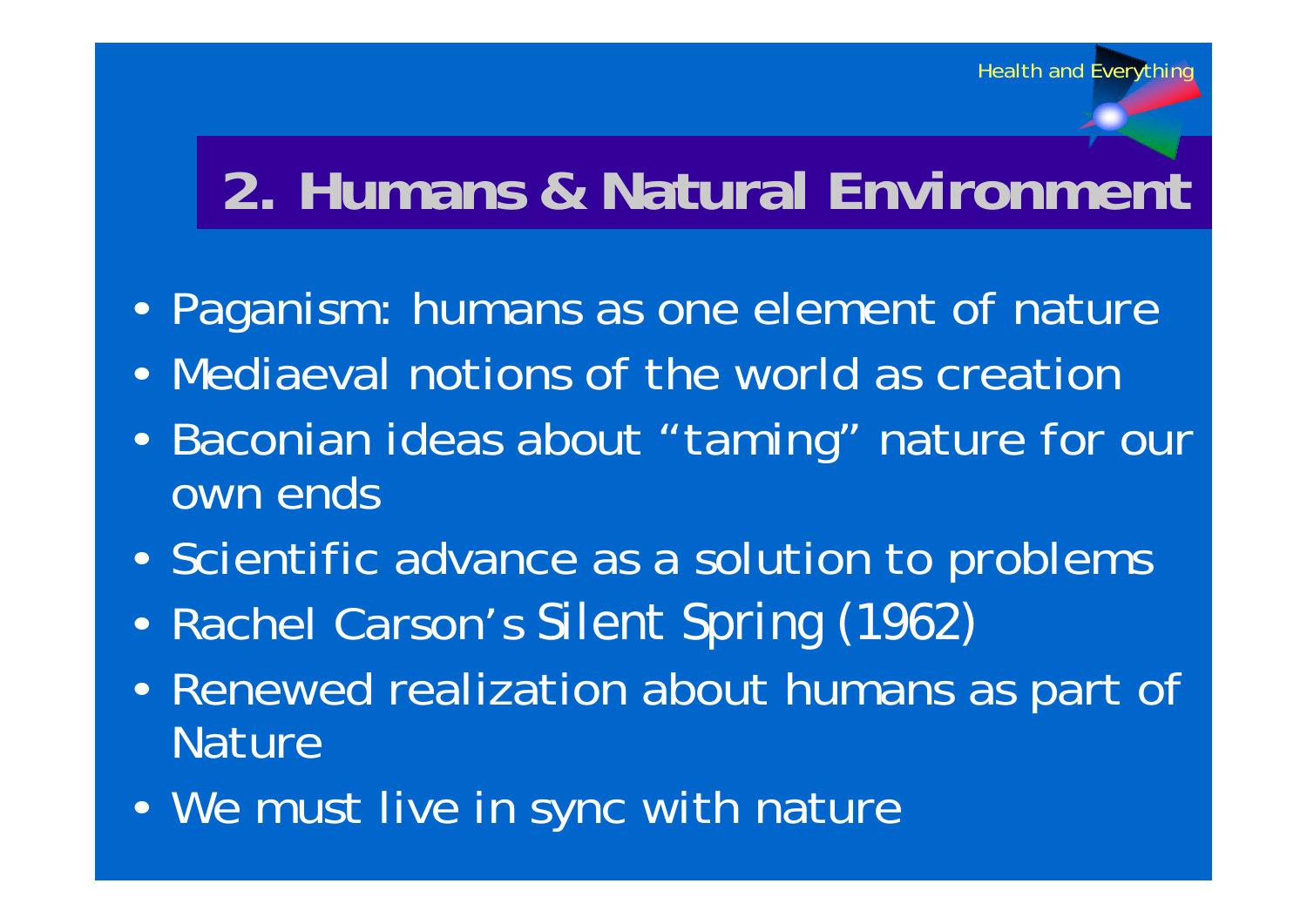## 2. Humans & Natural Environment

- Paganism: humans as one element of nature
- Mediaeval notions of the world as creation
- Baconian ideas about "taming" nature for our own ends
- Scientific advance as a solution to problems
- Rachel Carson's *Silent Spring* (1962)
- Renewed realization about humans as part of Nature
- We must live in sync with nature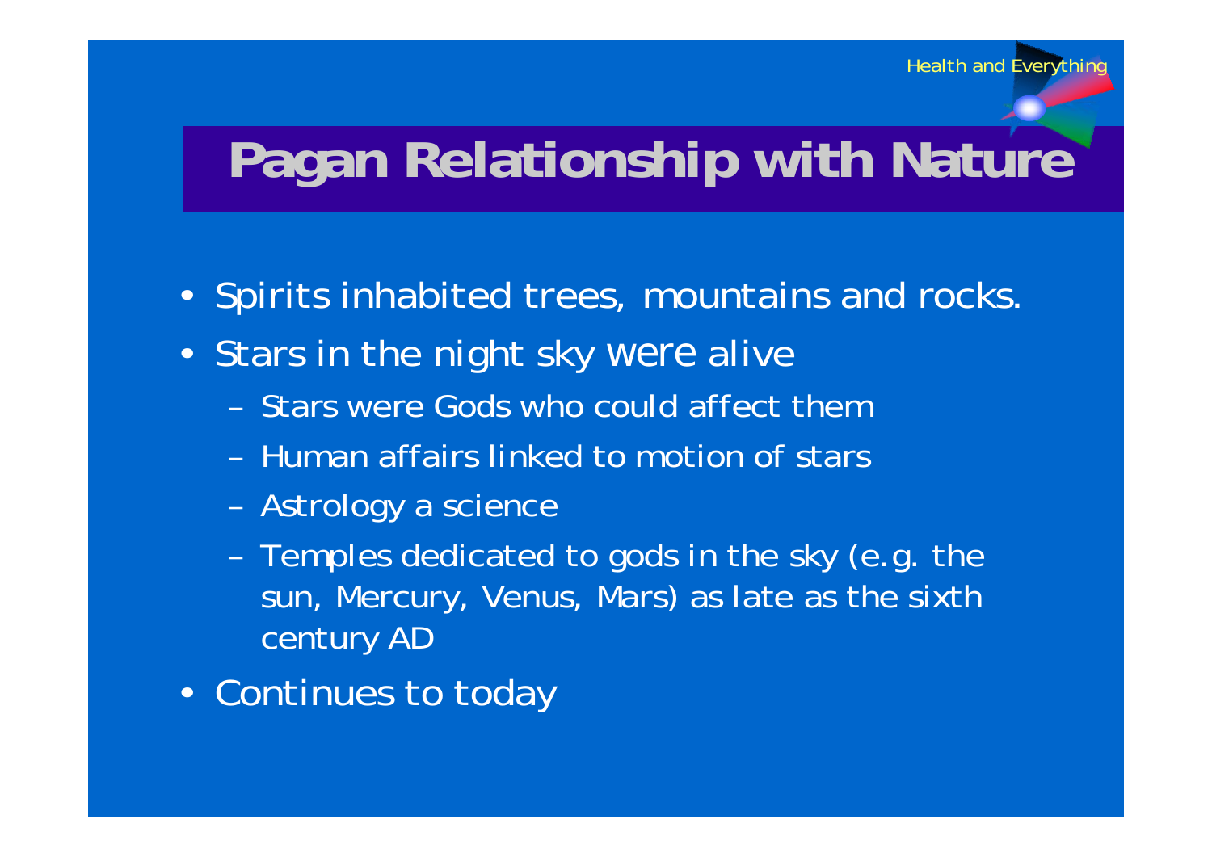# Pagan Relationship with Nature

- Spirits inhabited trees, mountains and rocks.
- Stars in the night sky were alive
  - Stars were Gods who could affect them
  - Human affairs linked to motion of stars
  - Astrology a science
  - Temples dedicated to gods in the sky (e.g. the sun, Mercury, Venus, Mars) as late as the sixth century AD
- Continues to today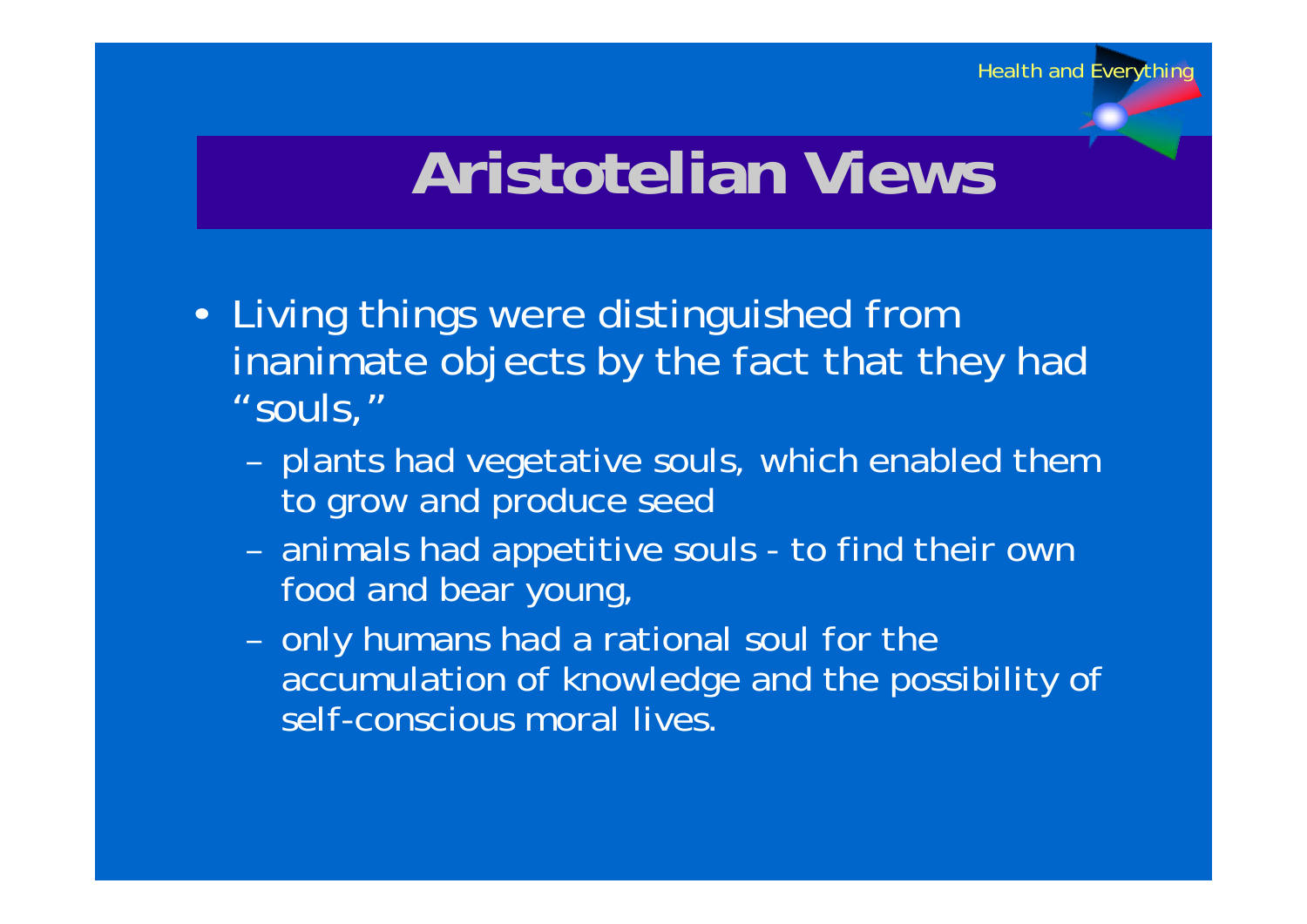# Aristotelian Views

- Living things were distinguished from inanimate objects by the fact that they had "souls,"
  - plants had vegetative souls, which enabled them to grow and produce seed
  - animals had appetitive souls - to find their own food and bear young,
  - only humans had a rational soul for the accumulation of knowledge and the possibility of self-conscious moral lives.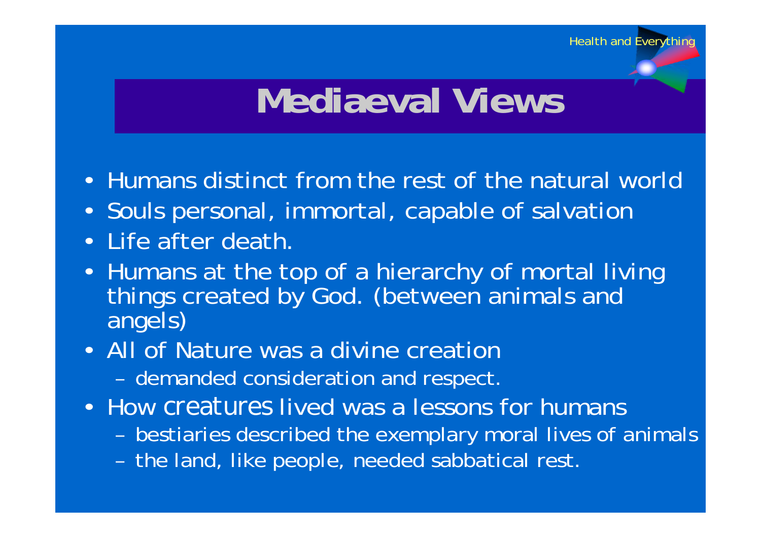# Mediaeval Views

- Humans distinct from the rest of the natural world
- Souls personal, immortal, capable of salvation
- Life after death.
- Humans at the top of a hierarchy of mortal living things created by God. (between animals and angels)
- All of Nature was a divine creation
  - demanded consideration and respect.
- How creatures lived was a lessons for humans
  - bestiaries described the exemplary moral lives of animals
  - the land, like people, needed sabbatical rest.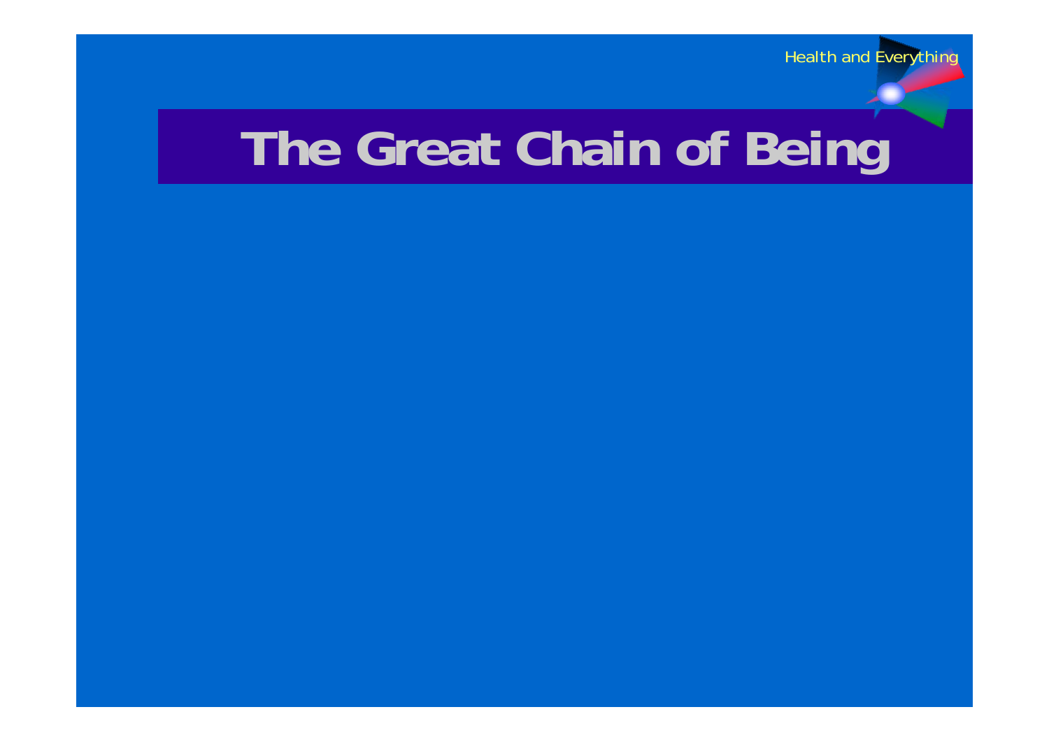# The Great Chain of Being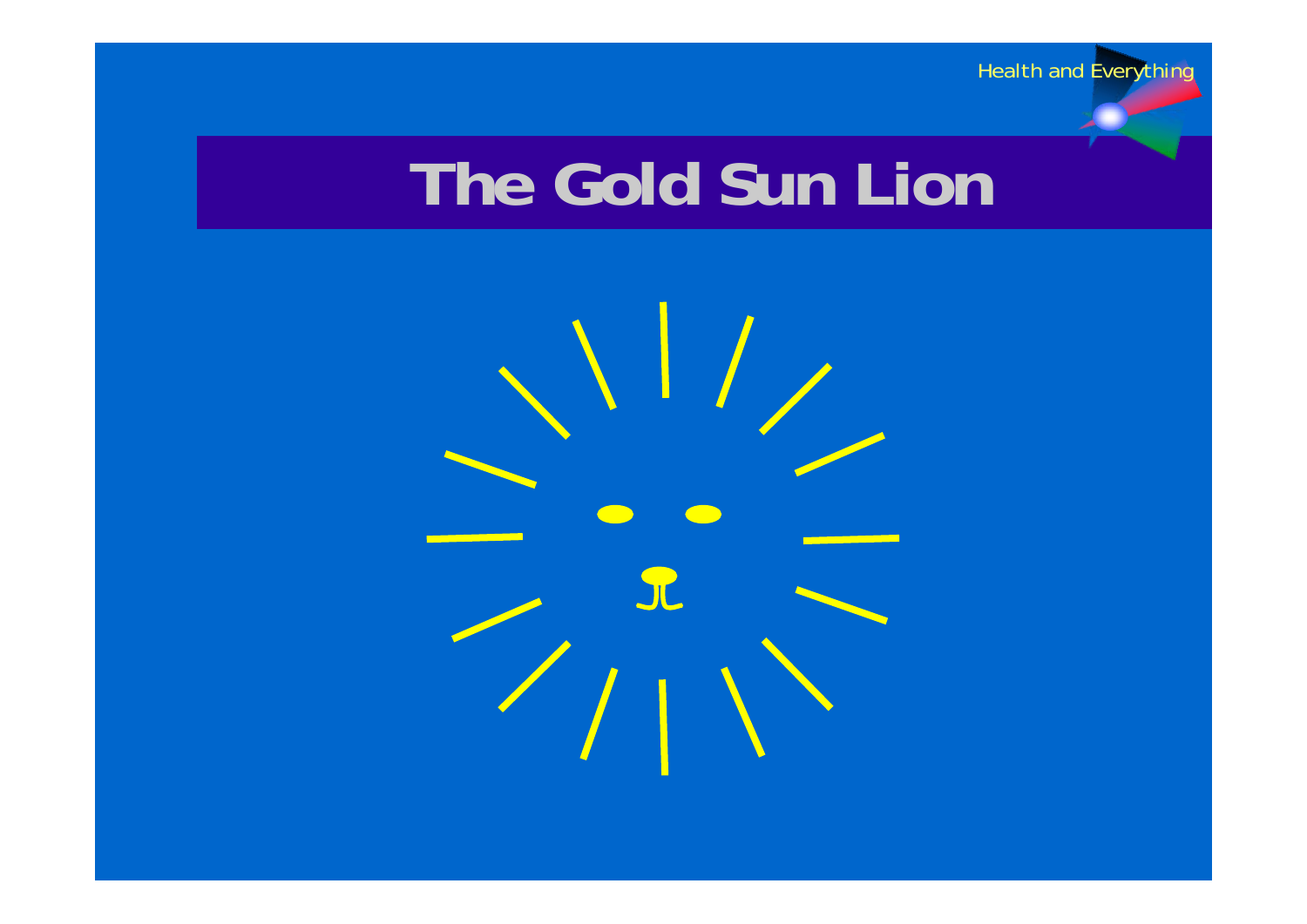# The Gold Sun Lion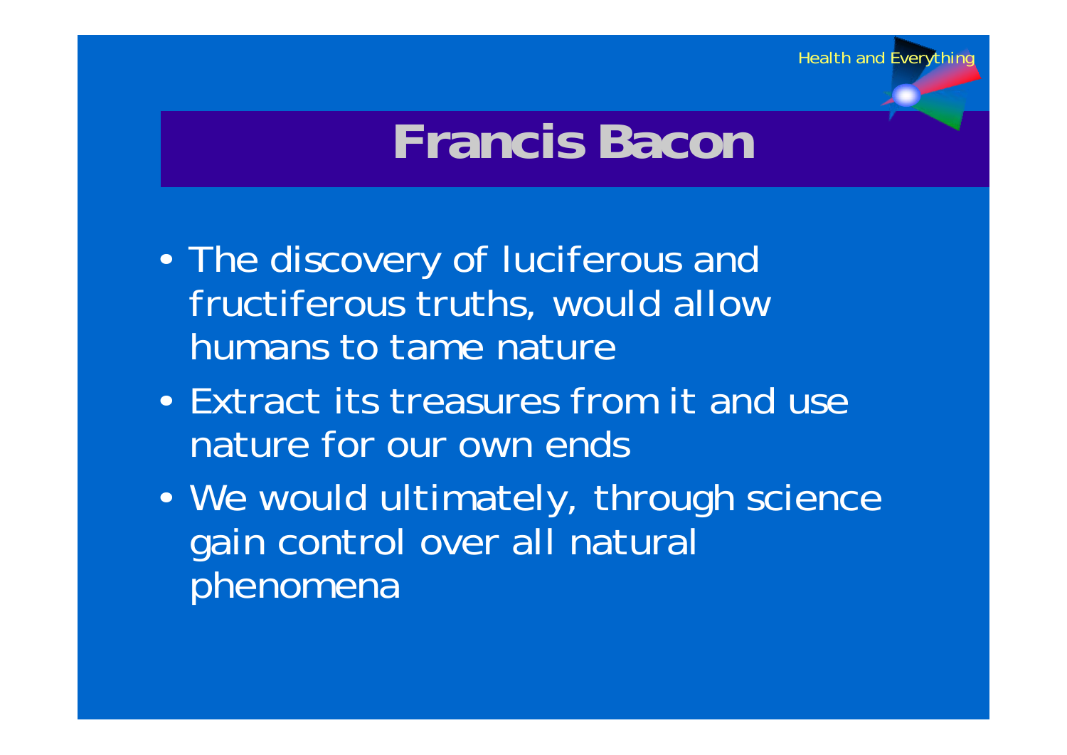# Francis Bacon

- The discovery of luciferous and fructiferous truths, would allow humans to tame nature
- Extract its treasures from it and use nature for our own ends
- We would ultimately, through science gain control over all natural phenomena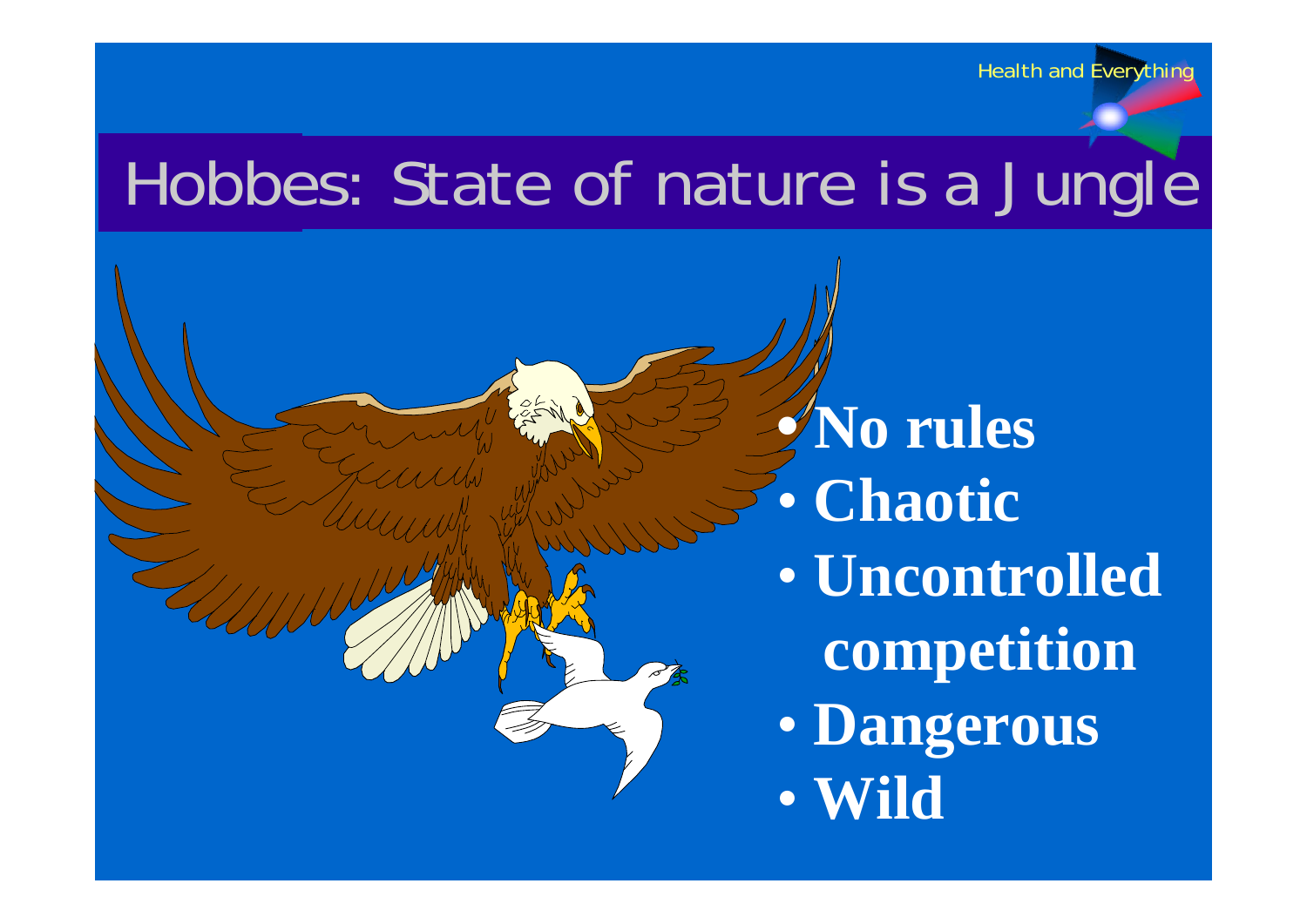# Hobbes: State of nature is a Jungle

- **No rules**
- **Chaotic**
- **Uncontrolled competition**
- **Dangerous**
- **Wild**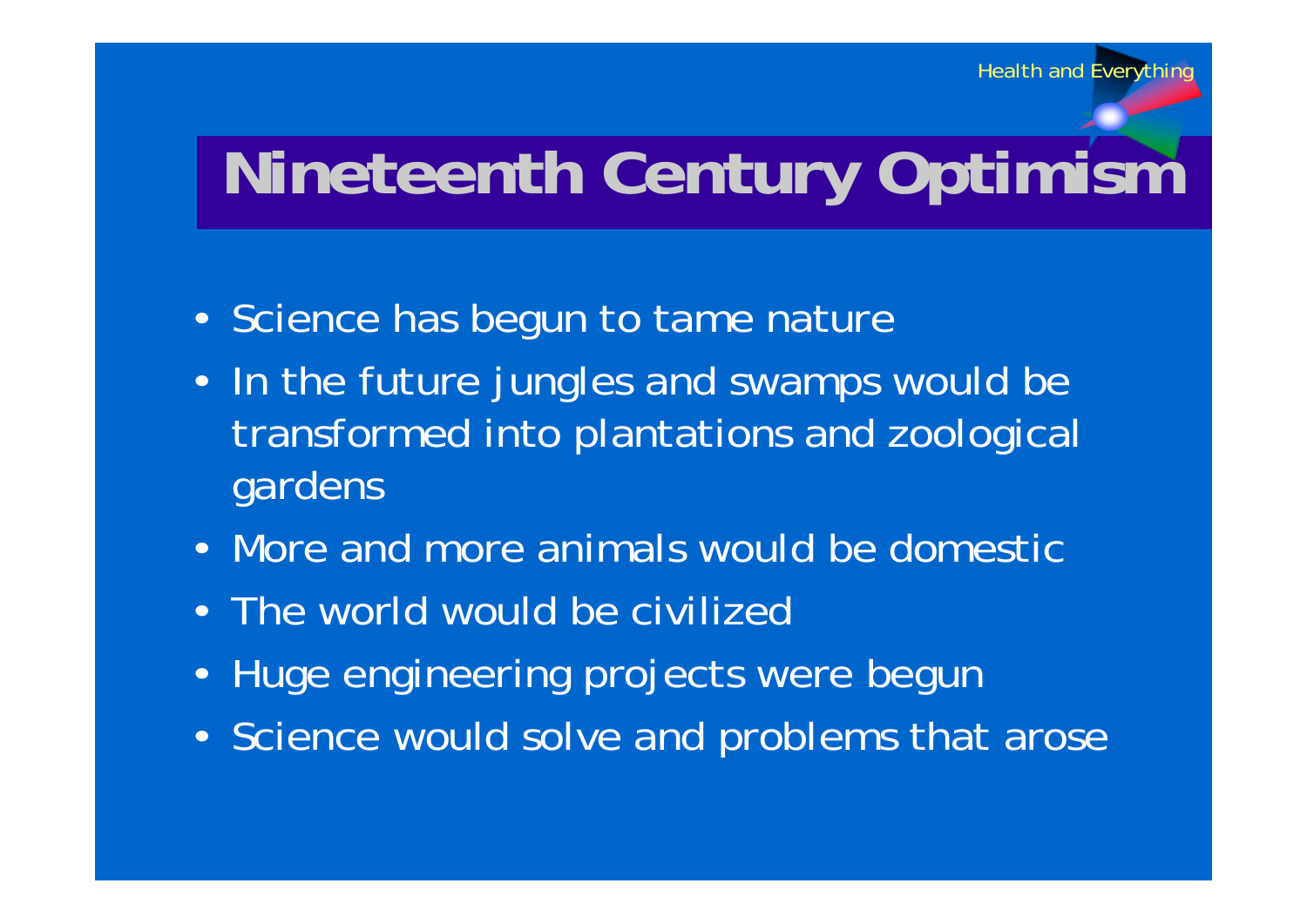# Nineteenth Century Optimism

- Science has begun to tame nature
- In the future jungles and swamps would be transformed into plantations and zoological gardens
- More and more animals would be domestic
- The world would be civilized
- Huge engineering projects were begun
- Science would solve and problems that arose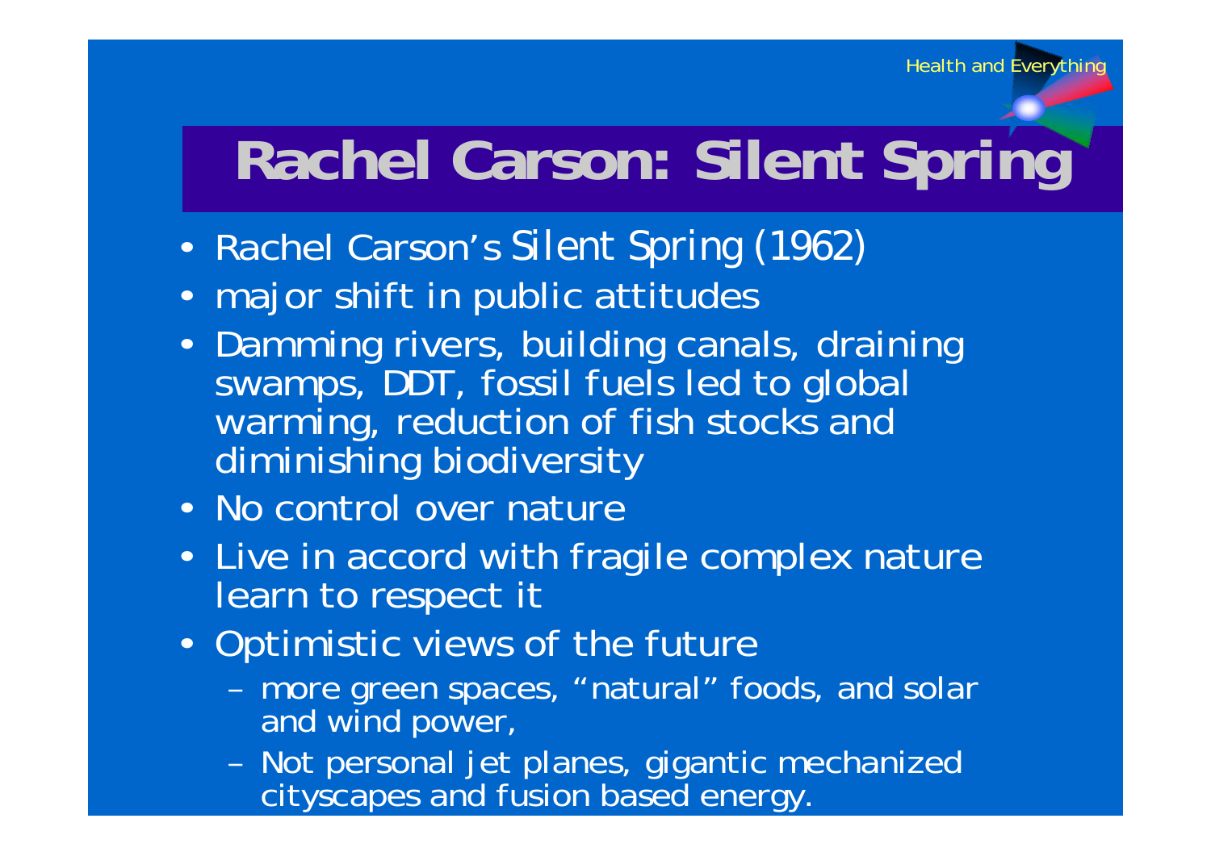# Rachel Carson: Silent Spring

- Rachel Carson's *Silent Spring* (1962)
- major shift in public attitudes
- Damming rivers, building canals, draining swamps, DDT, fossil fuels led to global warming, reduction of fish stocks and diminishing biodiversity
- No control over nature
- Live in accord with fragile complex nature learn to respect it
- Optimistic views of the future
  - more green spaces, "natural" foods, and solar and wind power,
  - Not personal jet planes, gigantic mechanized cityscapes and fusion based energy.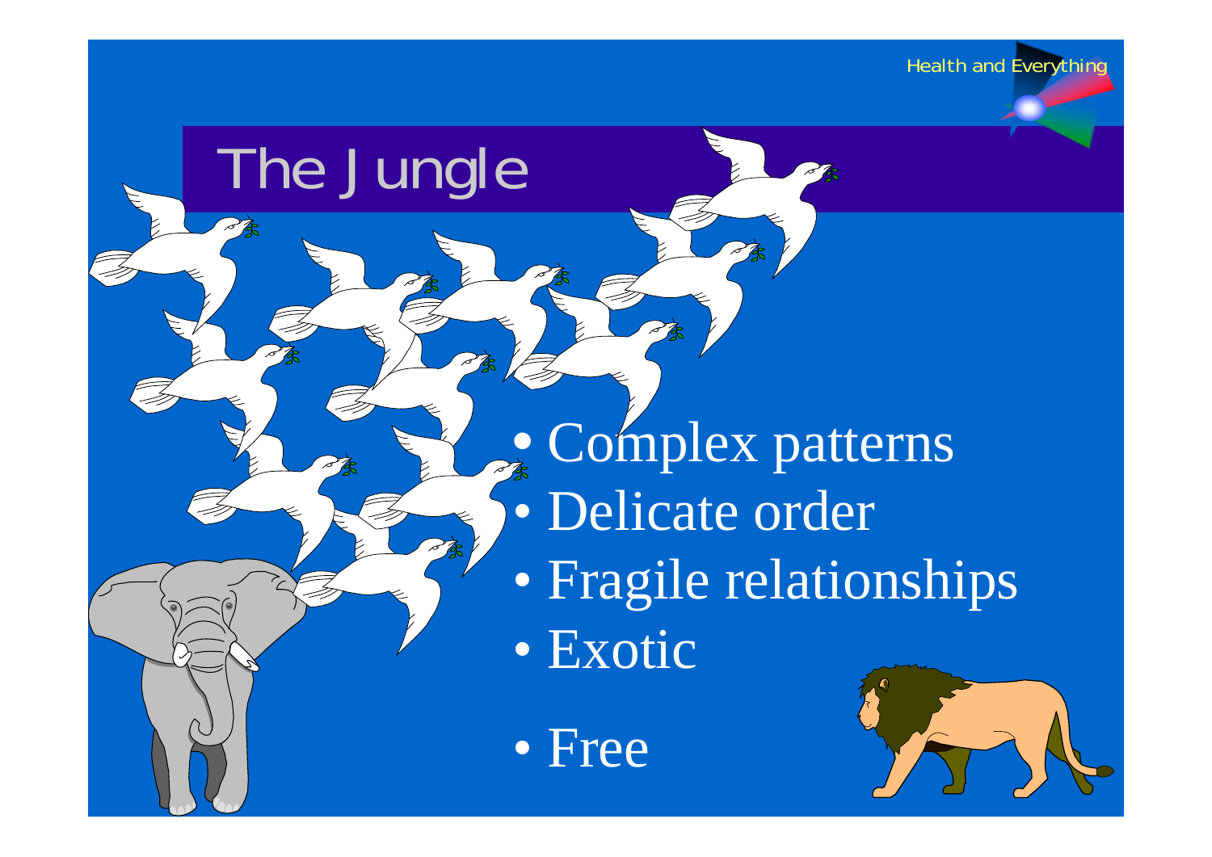# The Jungle

- Complex patterns
- Delicate order
- Fragile relationships
- Exotic
- Free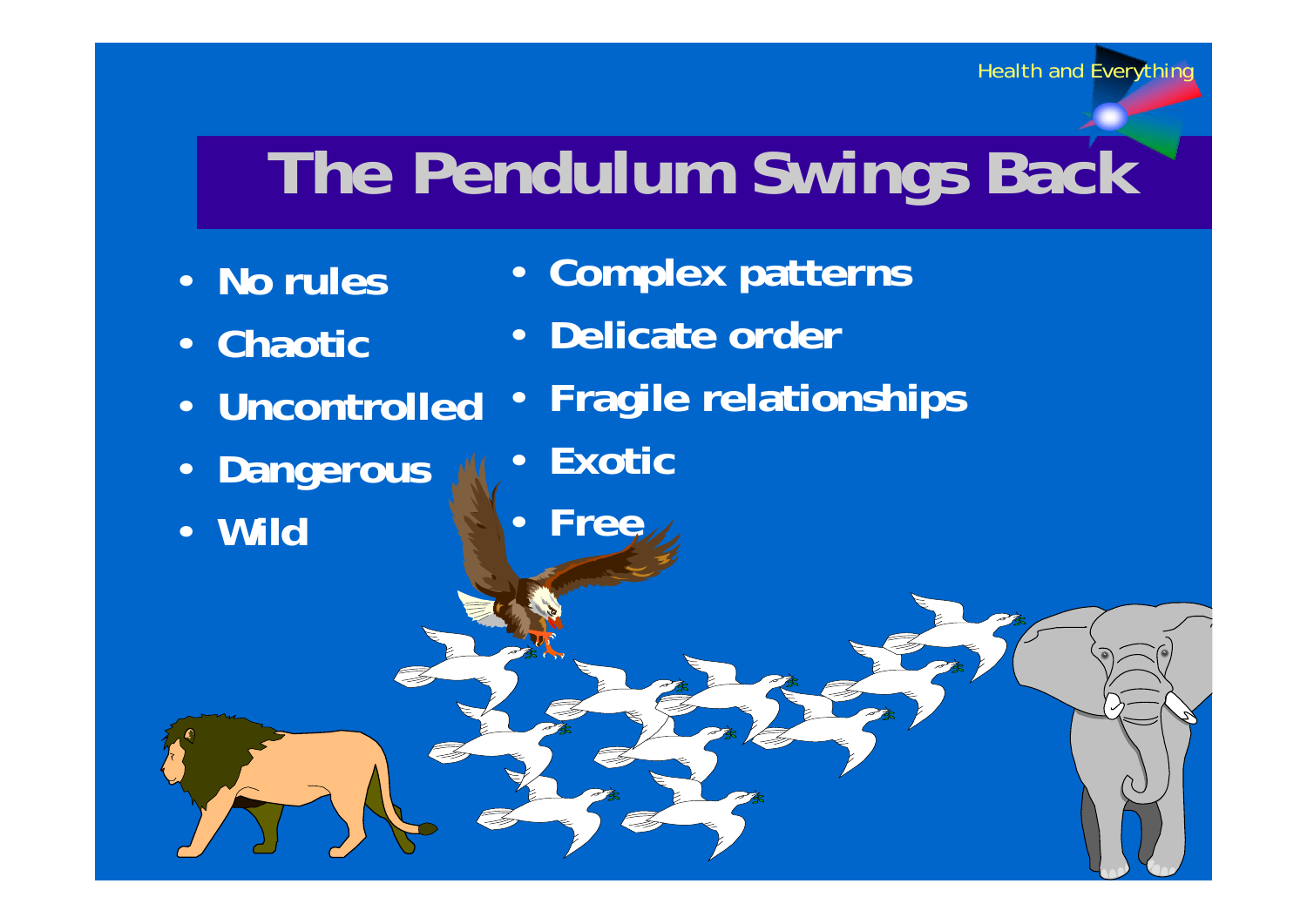# The Pendulum Swings Back

- No rules
- Chaotic
- Uncontrolled
- Dangerous
- Wild

- Complex patterns
- Delicate order
- Fragile relationships
- Exotic
- Free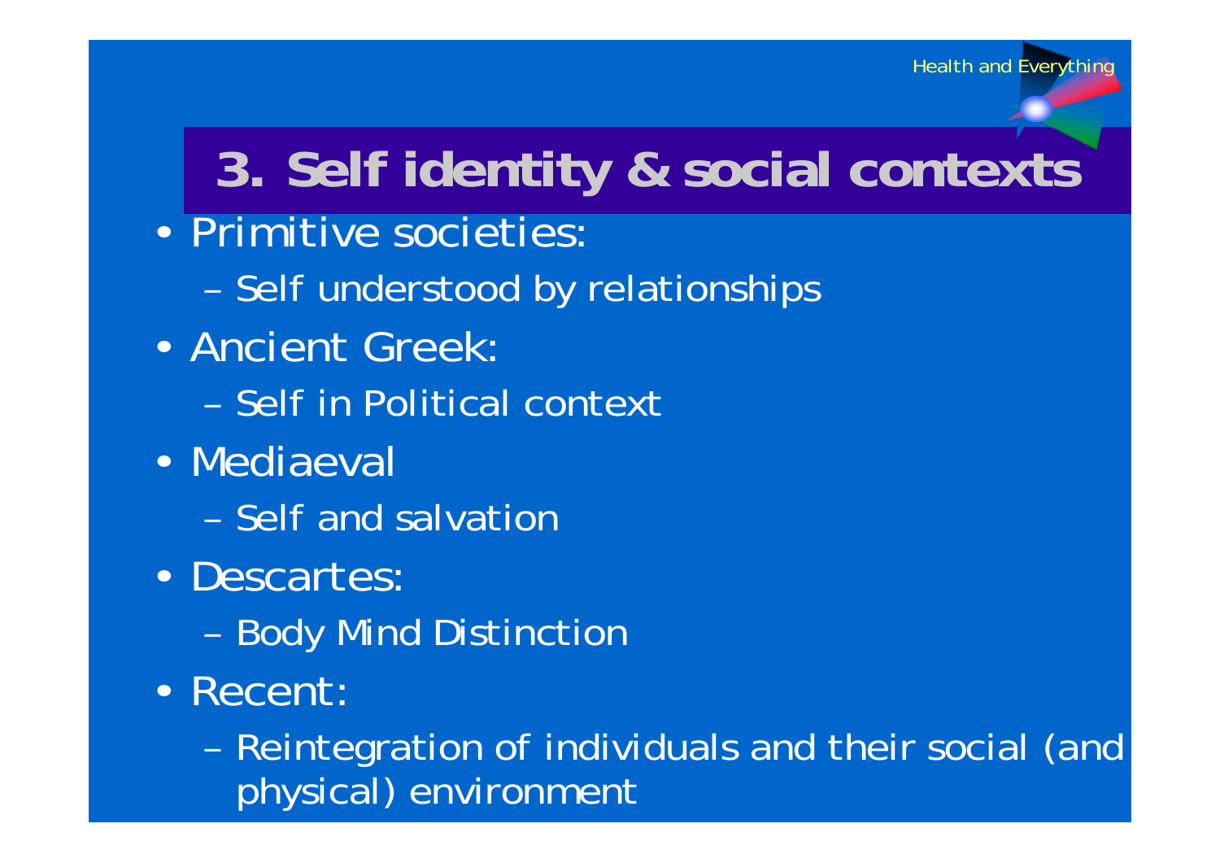# 3. Self identity & social contexts

- Primitive societies:
  - Self understood by relationships
- Ancient Greek:
  - Self in Political context
- Mediaeval
  - Self and salvation
- Descartes:
  - Body Mind Distinction
- Recent:
  - Reintegration of individuals and their social (and physical) environment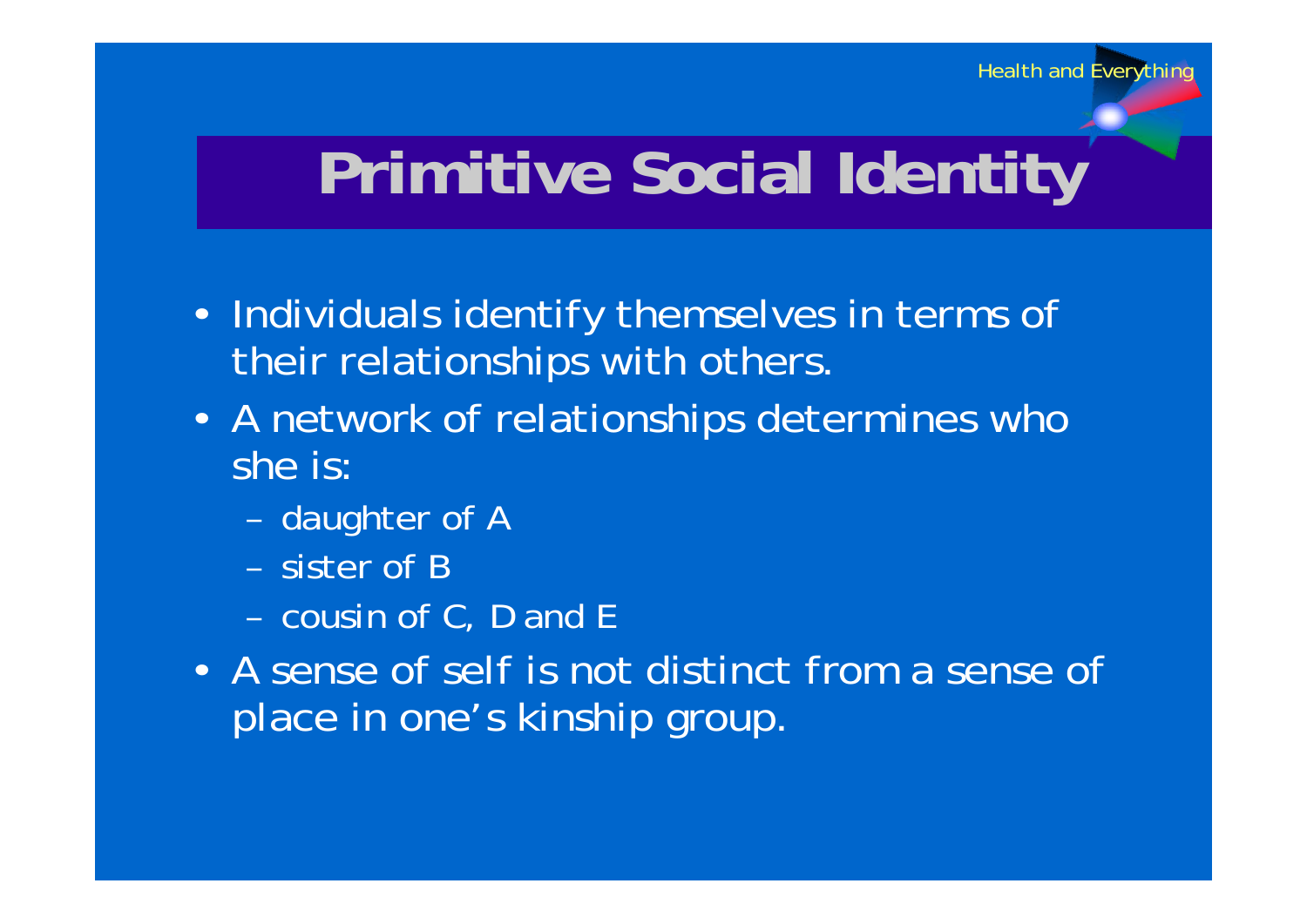# Primitive Social Identity

- Individuals identify themselves in terms of their relationships with others.
- A network of relationships determines who she is:
  - daughter of A
  - sister of B
  - cousin of C, D and E
- A sense of self is not distinct from a sense of place in one's kinship group.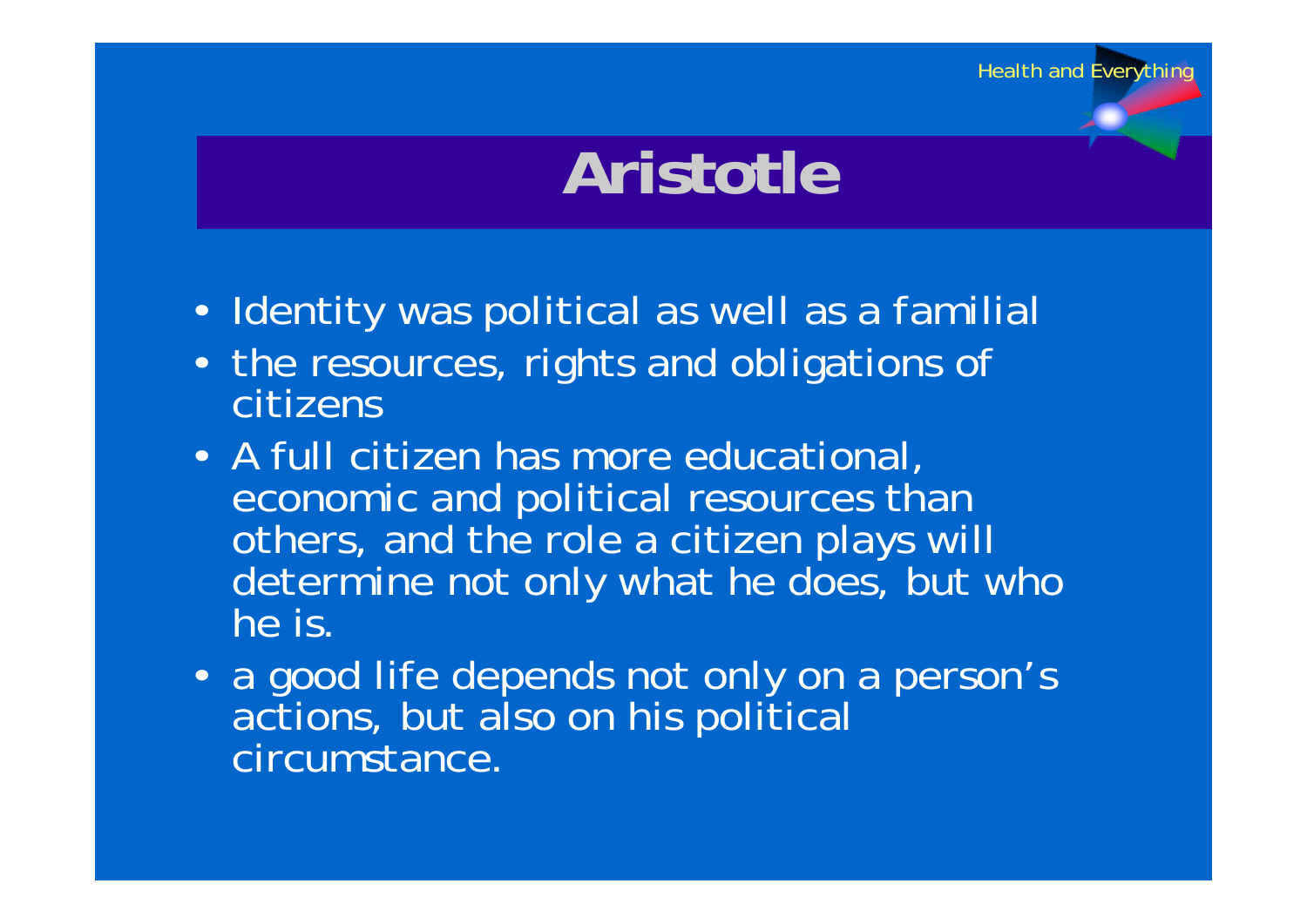# Aristotle

- Identity was political as well as a familial
- the resources, rights and obligations of citizens
- A full citizen has more educational, economic and political resources than others, and the role a citizen plays will determine not only what he does, but who he is.
- a good life depends not only on a person's actions, but also on his political circumstance.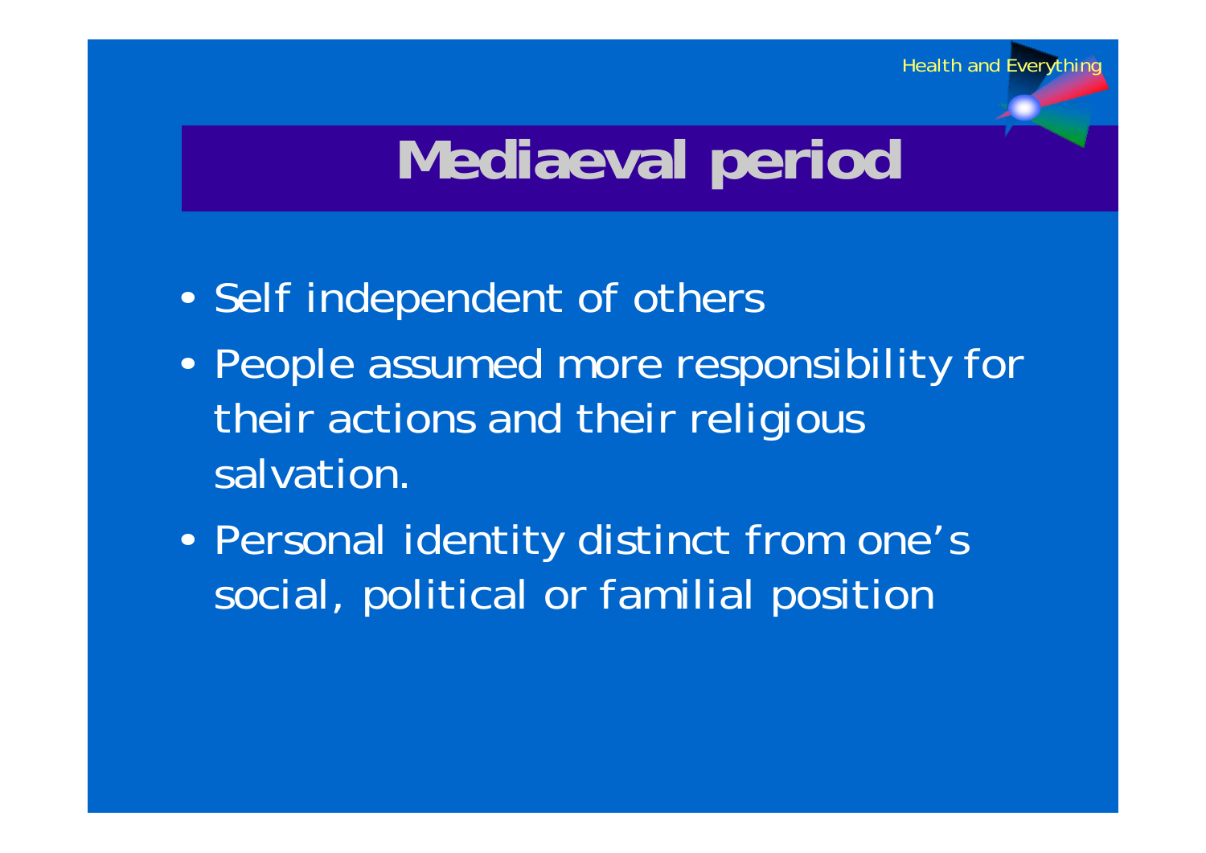# Mediaeval period

- Self independent of others
- People assumed more responsibility for their actions and their religious salvation.
- Personal identity distinct from one's social, political or familial position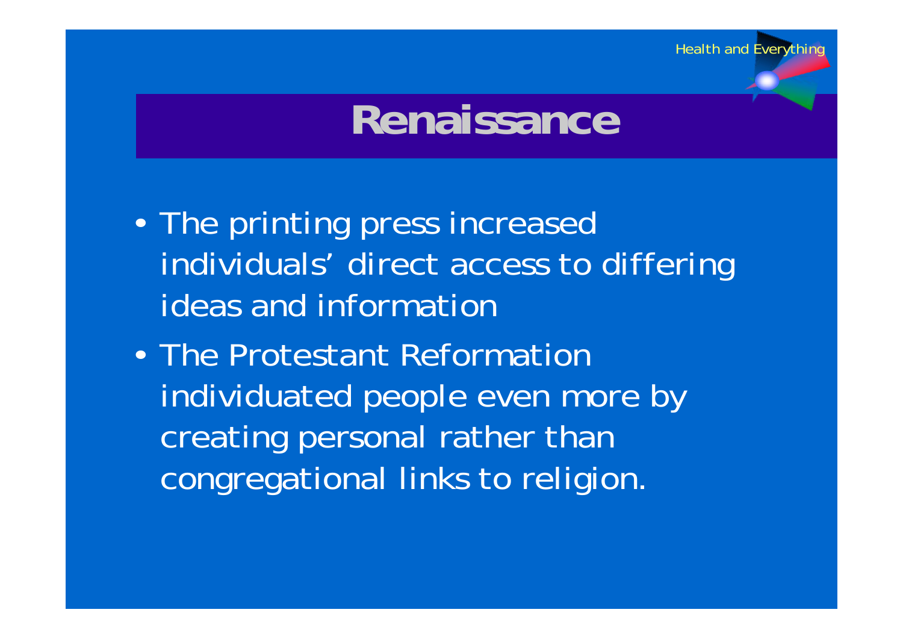# Renaissance

- The printing press increased individuals' direct access to differing ideas and information
- The Protestant Reformation individuated people even more by creating personal rather than congregational links to religion.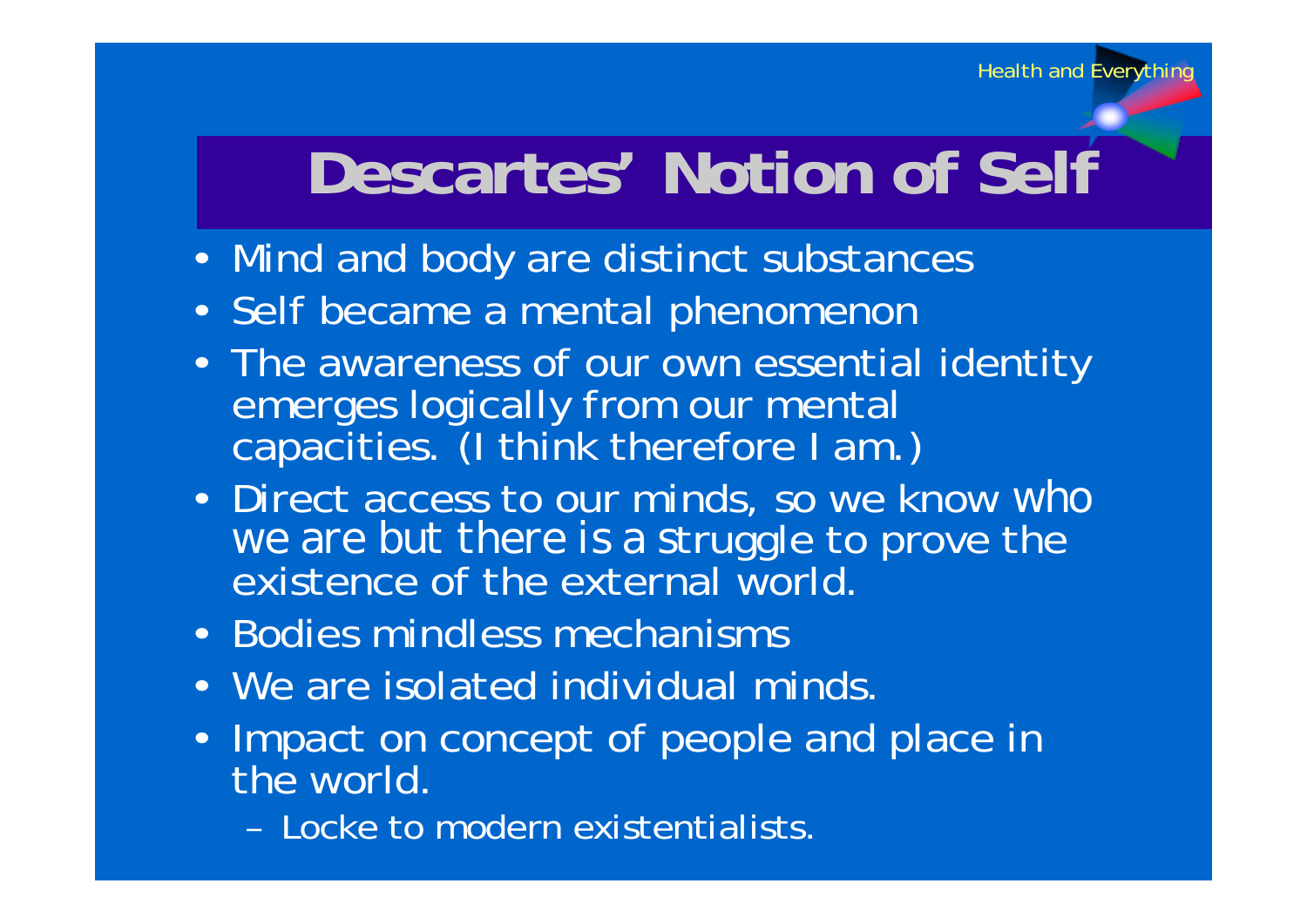# Descartes' Notion of Self

- Mind and body are distinct substances
- Self became a mental phenomenon
- The awareness of our own essential identity emerges logically from our mental capacities. (I think therefore I am.)
- Direct access to our minds, so we know who we are but there is a struggle to prove the existence of the external world.
- Bodies mindless mechanisms
- We are isolated individual minds.
- Impact on concept of people and place in the world.
  - Locke to modern existentialists.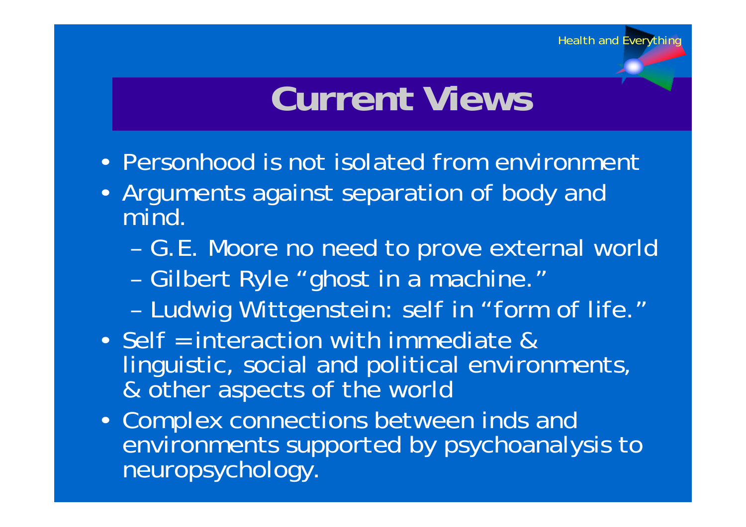# Current Views

- Personhood is not isolated from environment
- Arguments against separation of body and mind.
  - G.E. Moore no need to prove external world
  - Gilbert Ryle “ghost in a machine.”
  - Ludwig Wittgenstein: self in “form of life.”
- Self = interaction with immediate & linguistic, social and political environments, & other aspects of the world
- Complex connections between inds and environments supported by psychoanalysis to neuropsychology.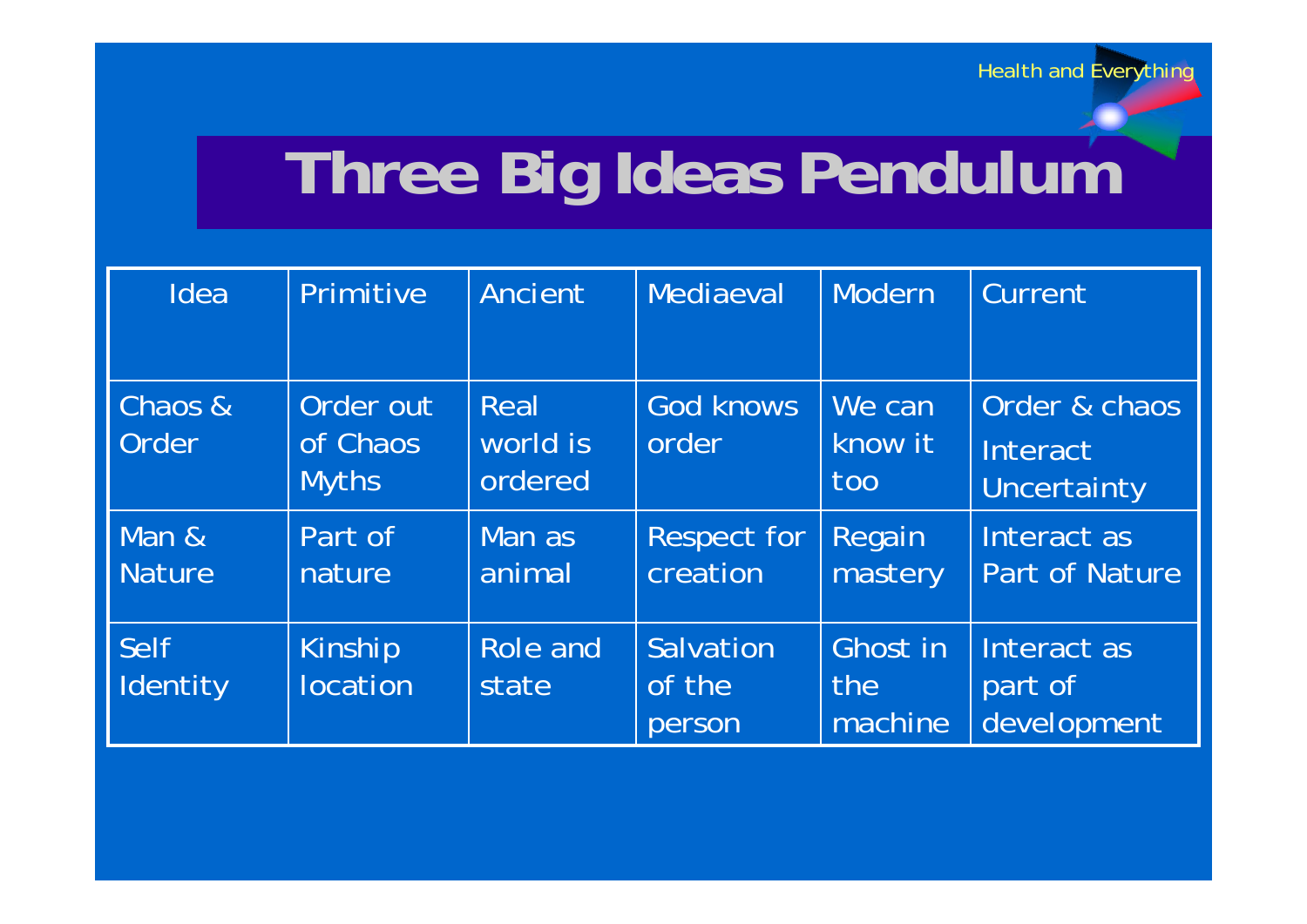# Three Big Ideas Pendulum

| Idea | Primitive | Ancient | Mediaeval | Modern | Current |
|---|---|---|---|---|---|
| Chaos & Order | Order out of Chaos Myths | Real world is ordered | God knows order | We can know it too | Order & chaos Interact Uncertainty |
| Man & Nature | Part of nature | Man as animal | Respect for creation | Regain mastery | Interact as Part of Nature |
| Self Identity | Kinship location | Role and state | Salvation of the person | Ghost in the machine | Interact as part of development |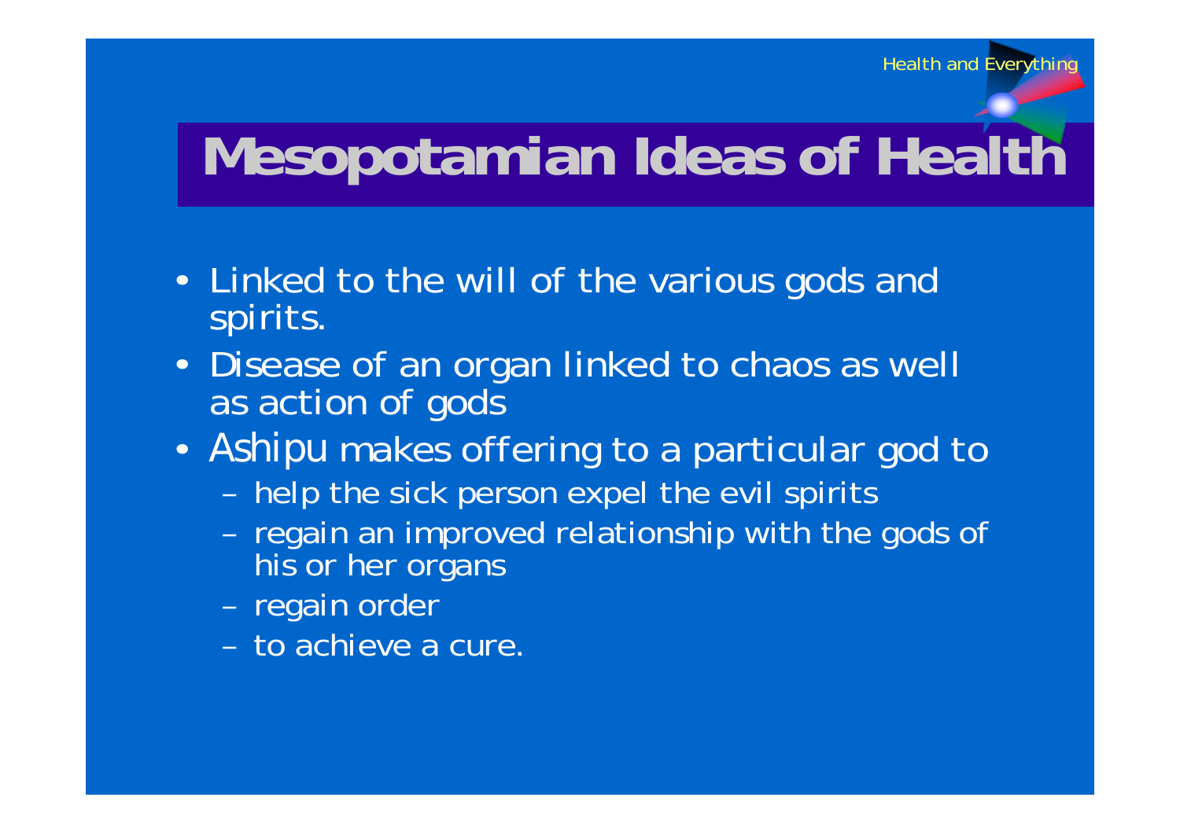# Mesopotamian Ideas of Health

- Linked to the will of the various gods and spirits.
- Disease of an organ linked to chaos as well as action of gods
- Ashipu makes offering to a particular god to
  - help the sick person expel the evil spirits
  - regain an improved relationship with the gods of his or her organs
  - regain order
  - to achieve a cure.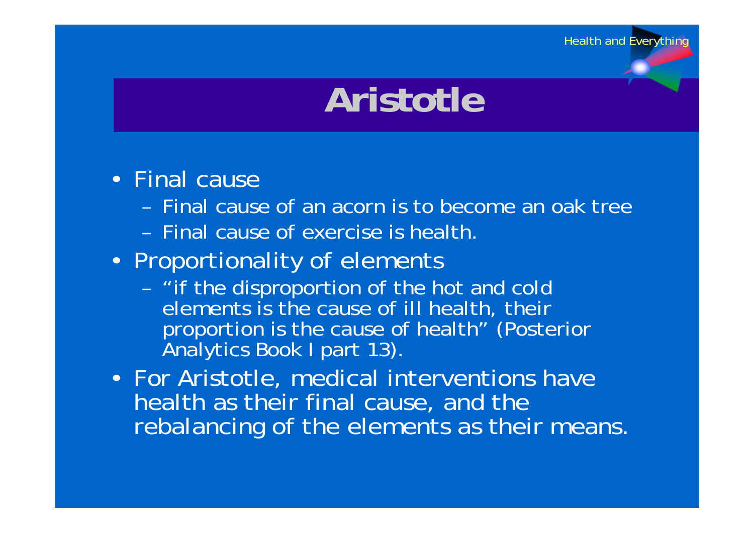# Aristotle

- Final cause
  - Final cause of an acorn is to become an oak tree
  - Final cause of exercise is health.
- Proportionality of elements
  - "if the disproportion of the hot and cold elements is the cause of ill health, their proportion is the cause of health" (Posterior Analytics Book I part 13).
- For Aristotle, medical interventions have health as their final cause, and the rebalancing of the elements as their means.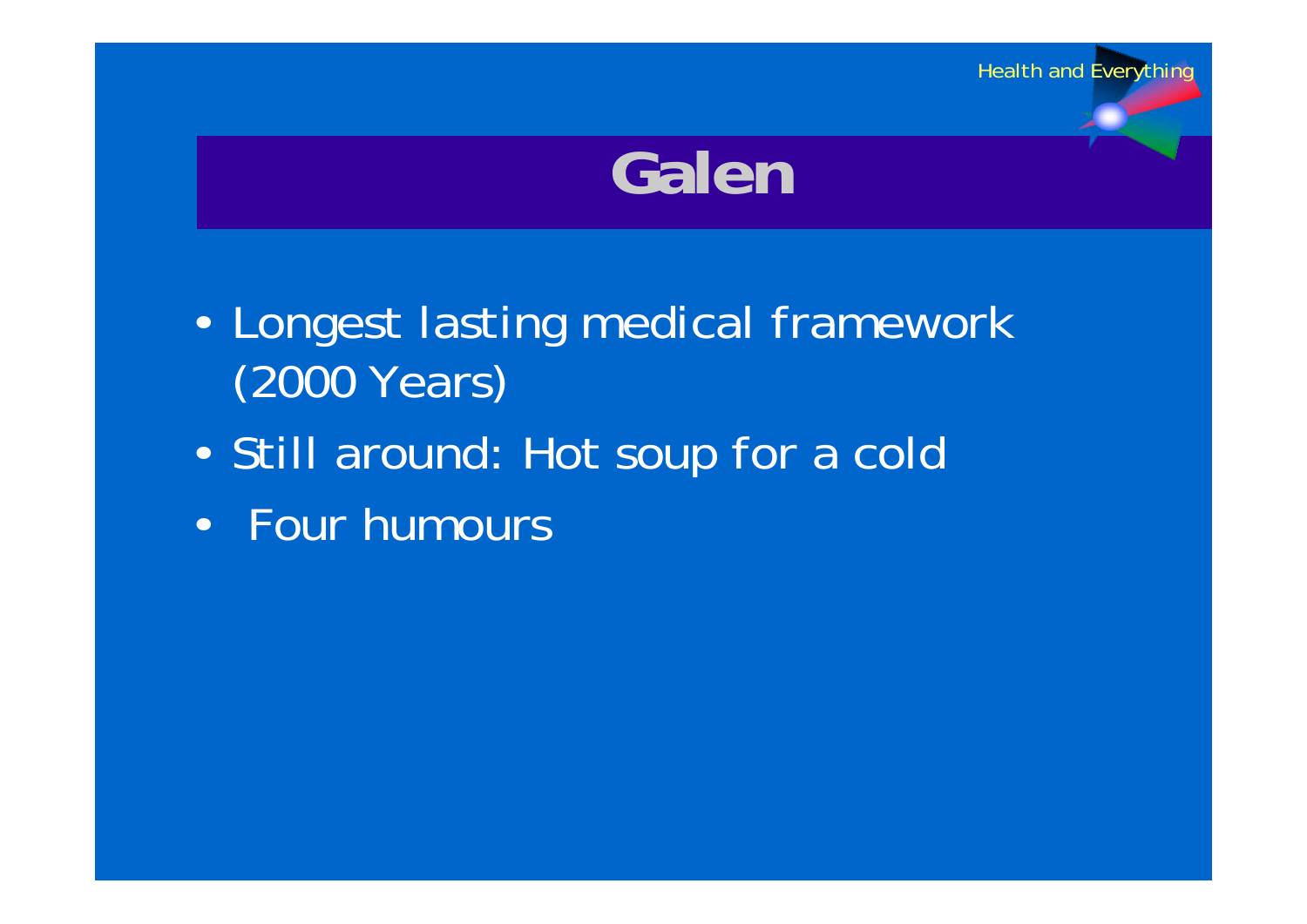# Galen

- Longest lasting medical framework (2000 Years)
- Still around: Hot soup for a cold
- Four humours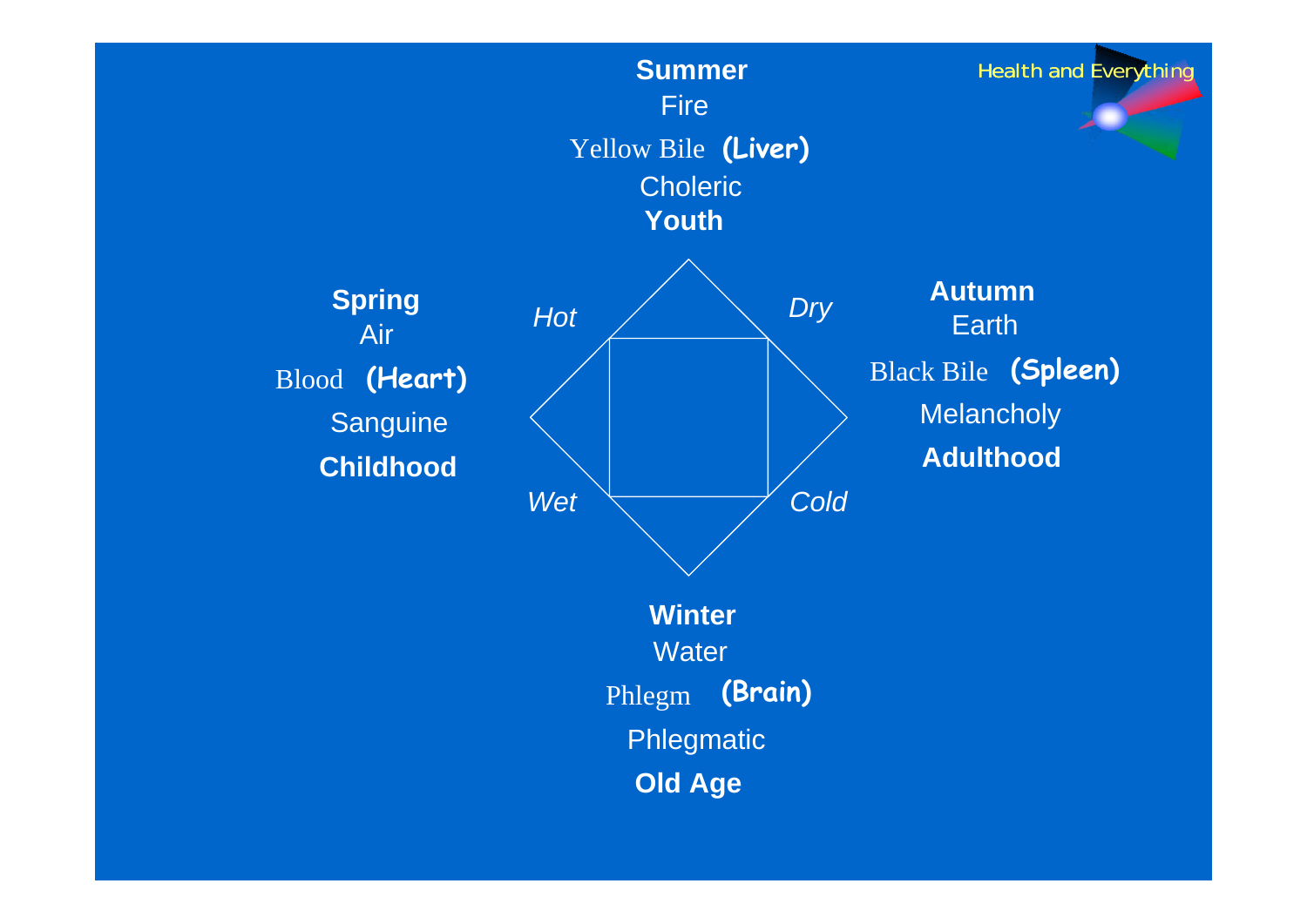Health and Everything

**Summer**
Fire
Yellow Bile **(Liver)**
Choleric
**Youth**

**Spring**
Air
Blood **(Heart)**
Sanguine
**Childhood**

*Hot* *Dry*

*Wet* *Cold*

**Autumn**
Earth
Black Bile **(Spleen)**
Melancholy
**Adulthood**

**Winter**
Water
Phlegm **(Brain)**
Phlegmatic
**Old Age**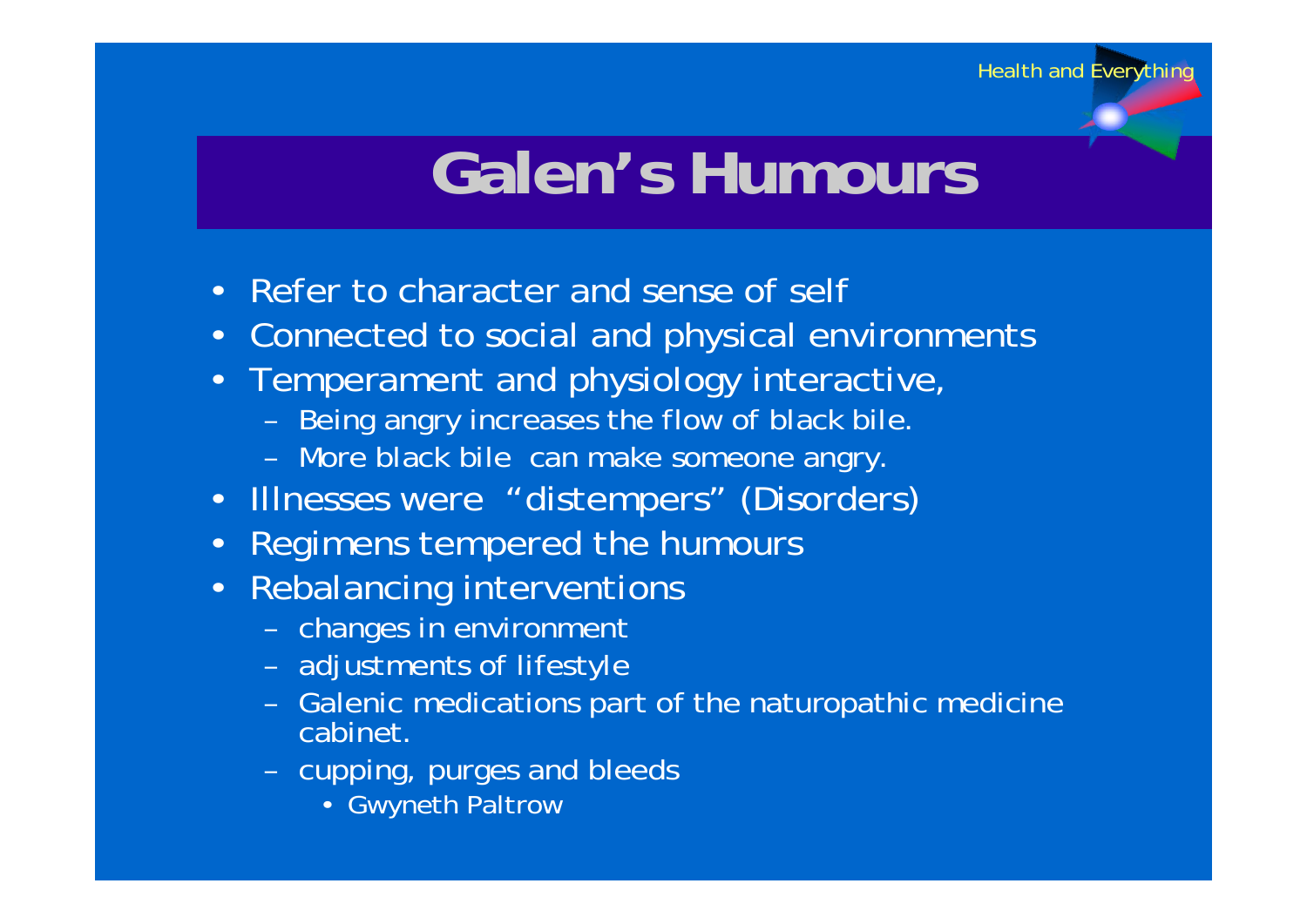# Galen's Humours

- Refer to character and sense of self
- Connected to social and physical environments
- Temperament and physiology interactive,
  - Being angry increases the flow of black bile.
  - More black bile can make someone angry.
- Illnesses were "distempers" (Disorders)
- Regimens tempered the humours
- Rebalancing interventions
  - changes in environment
  - adjustments of lifestyle
  - Galenic medications part of the naturopathic medicine cabinet.
  - cupping, purges and bleeds
    - Gwyneth Paltrow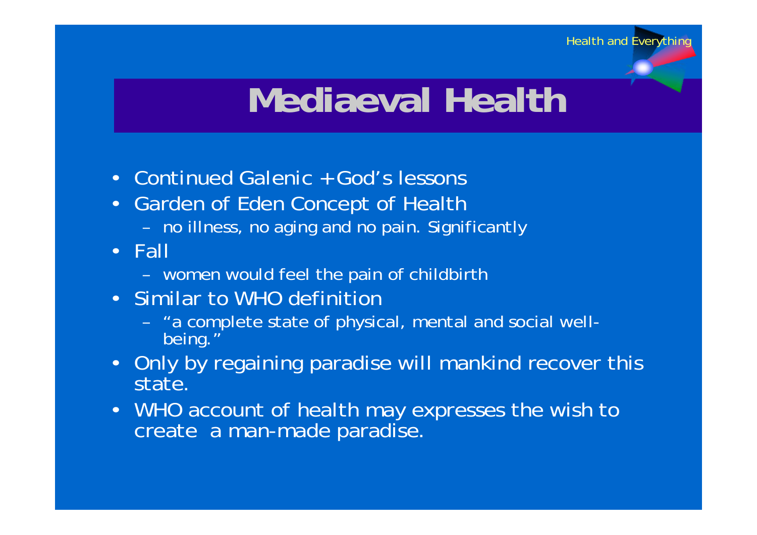# Mediaeval Health

- Continued Galenic +God's lessons
- Garden of Eden Concept of Health
  - no illness, no aging and no pain. Significantly
- Fall
  - women would feel the pain of childbirth
- Similar to WHO definition
  - "a complete state of physical, mental and social well-being."
- Only by regaining paradise will mankind recover this state.
- WHO account of health may expresses the wish to create a man-made paradise.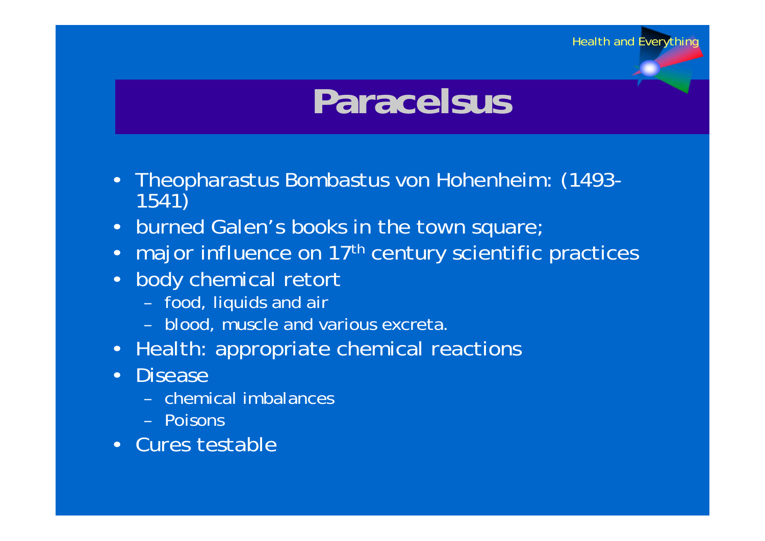# Paracelsus

- Theopharastus Bombastus von Hohenheim: (1493-1541)
- burned Galen's books in the town square;
- major influence on 17th century scientific practices
- body chemical retort
  - food, liquids and air
  - blood, muscle and various excreta.
- Health: appropriate chemical reactions
- Disease
  - chemical imbalances
  - Poisons
- Cures testable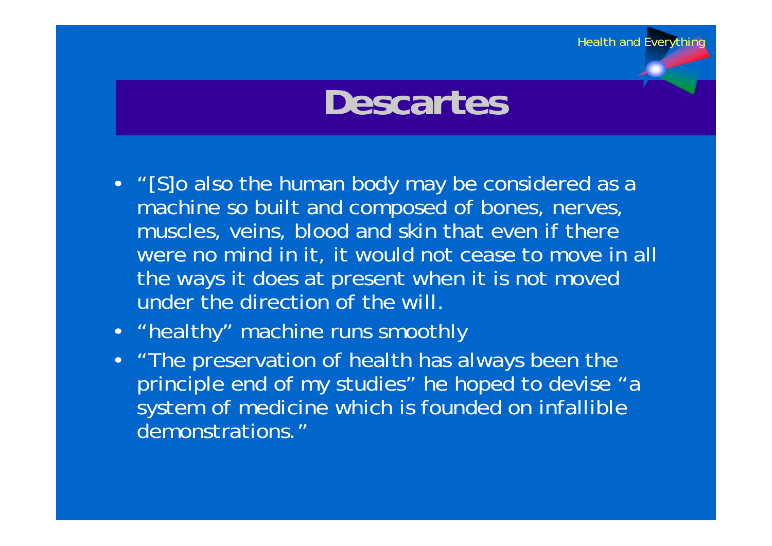# Descartes

- "[S]o also the human body may be considered as a machine so built and composed of bones, nerves, muscles, veins, blood and skin that even if there were no mind in it, it would not cease to move in all the ways it does at present when it is not moved under the direction of the will.
- "healthy" machine runs smoothly
- "The preservation of health has always been the principle end of my studies" he hoped to devise "a system of medicine which is founded on infallible demonstrations."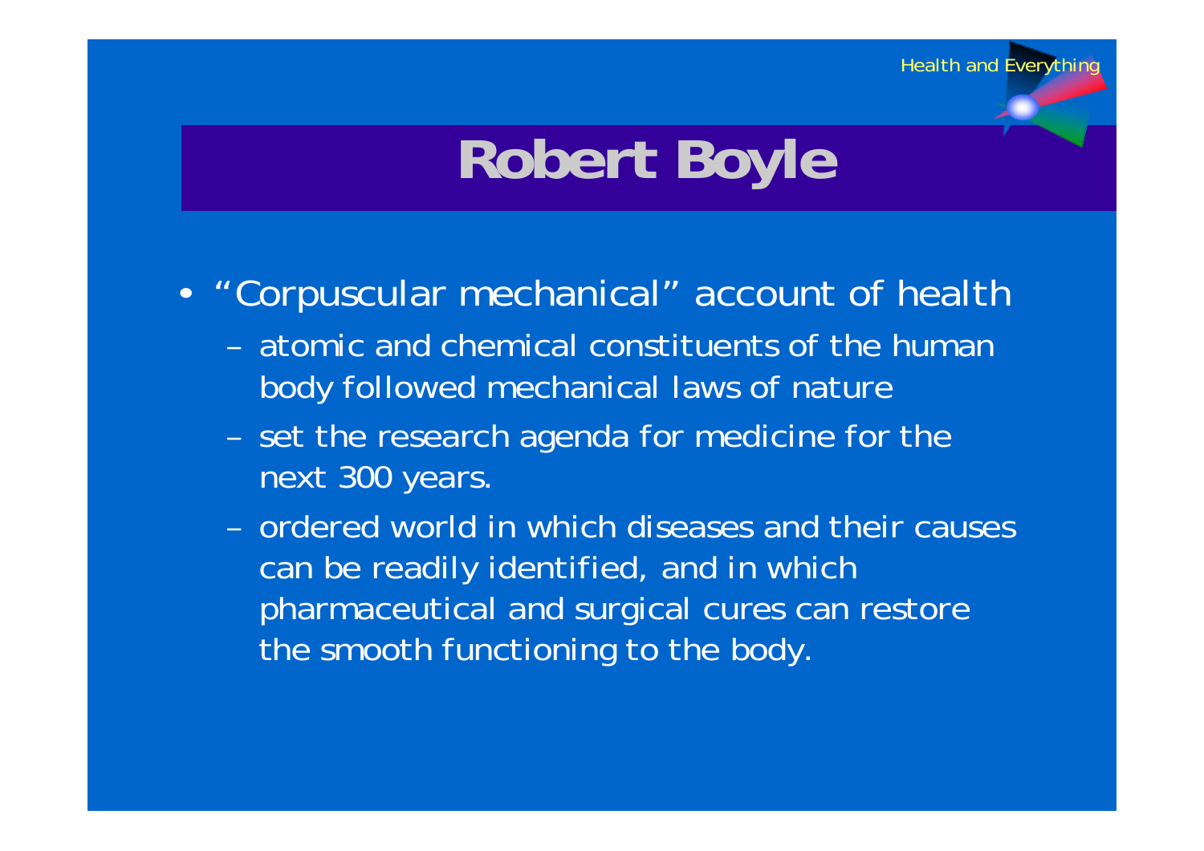# Robert Boyle

- "Corpuscular mechanical" account of health
  - atomic and chemical constituents of the human body followed mechanical laws of nature
  - set the research agenda for medicine for the next 300 years.
  - ordered world in which diseases and their causes can be readily identified, and in which pharmaceutical and surgical cures can restore the smooth functioning to the body.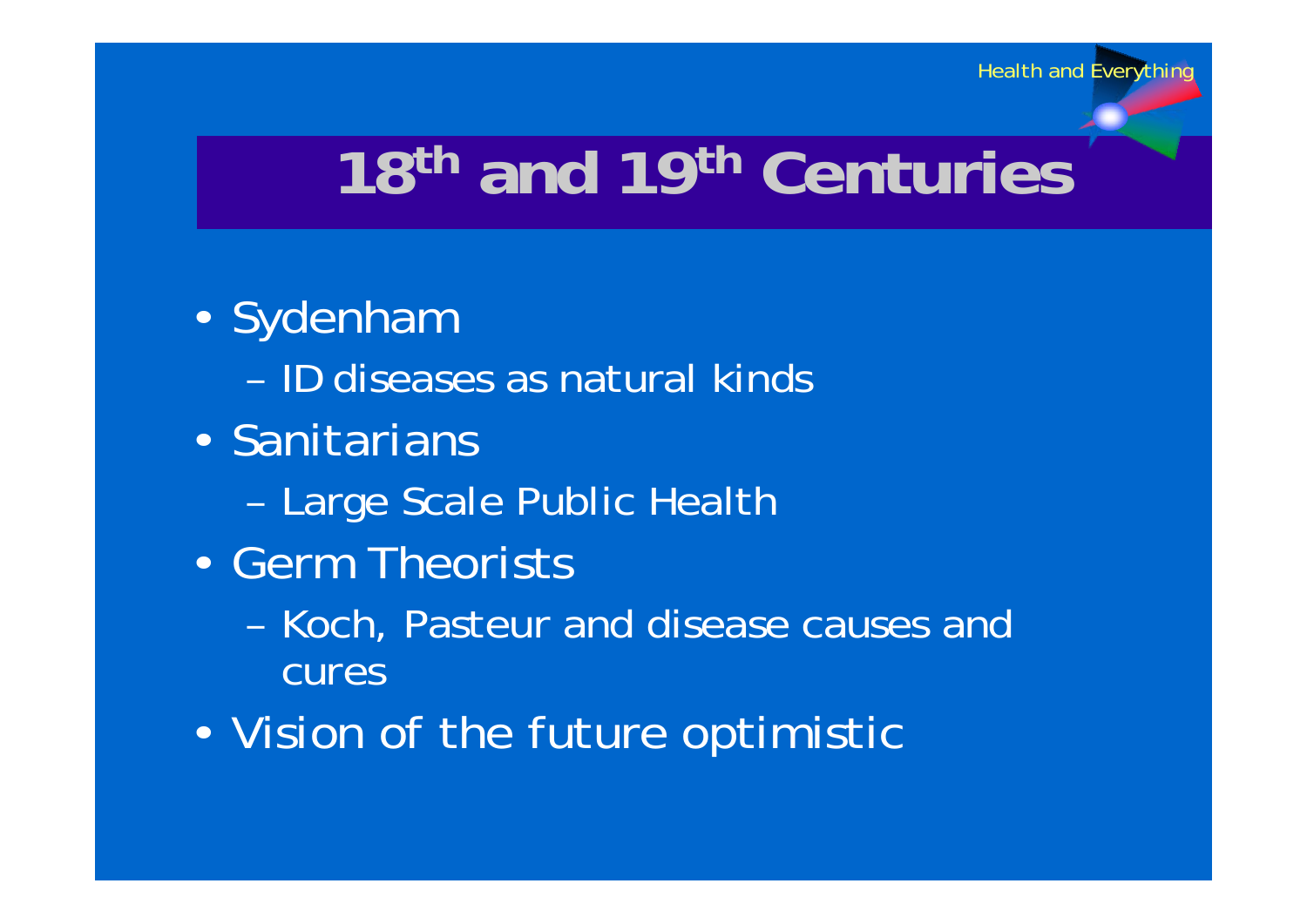# 18th and 19th Centuries

- Sydenham
  - ID diseases as natural kinds
- Sanitarians
  - Large Scale Public Health
- Germ Theorists
  - Koch, Pasteur and disease causes and cures
- Vision of the future optimistic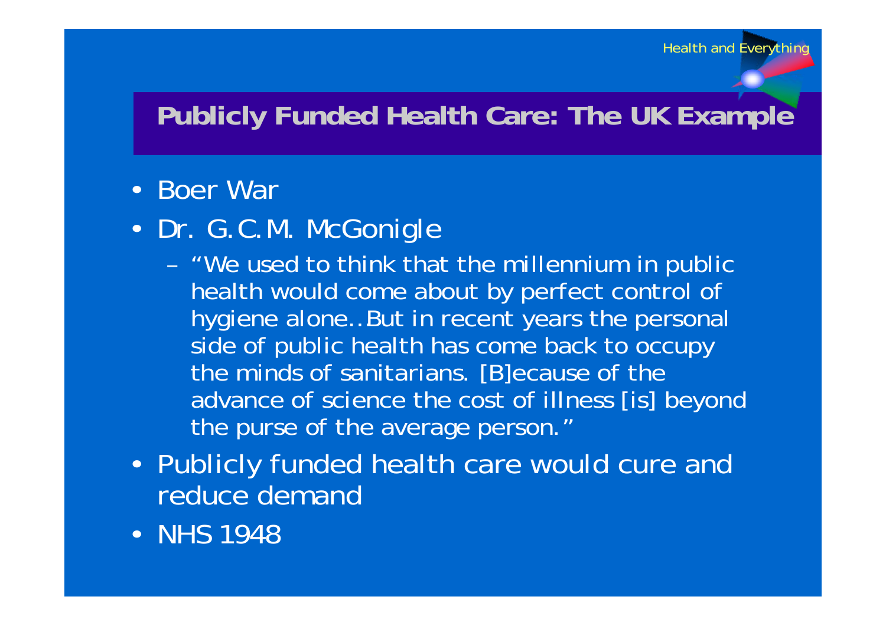## Publicly Funded Health Care: The UK Example

- Boer War
- Dr. G.C.M. McGonigle
  - "We used to think that the millennium in public health would come about by perfect control of hygiene alone..But in recent years the personal side of public health has come back to occupy the minds of sanitarians. [B]ecause of the advance of science the cost of illness [is] beyond the purse of the average person."
- Publicly funded health care would cure and reduce demand
- NHS 1948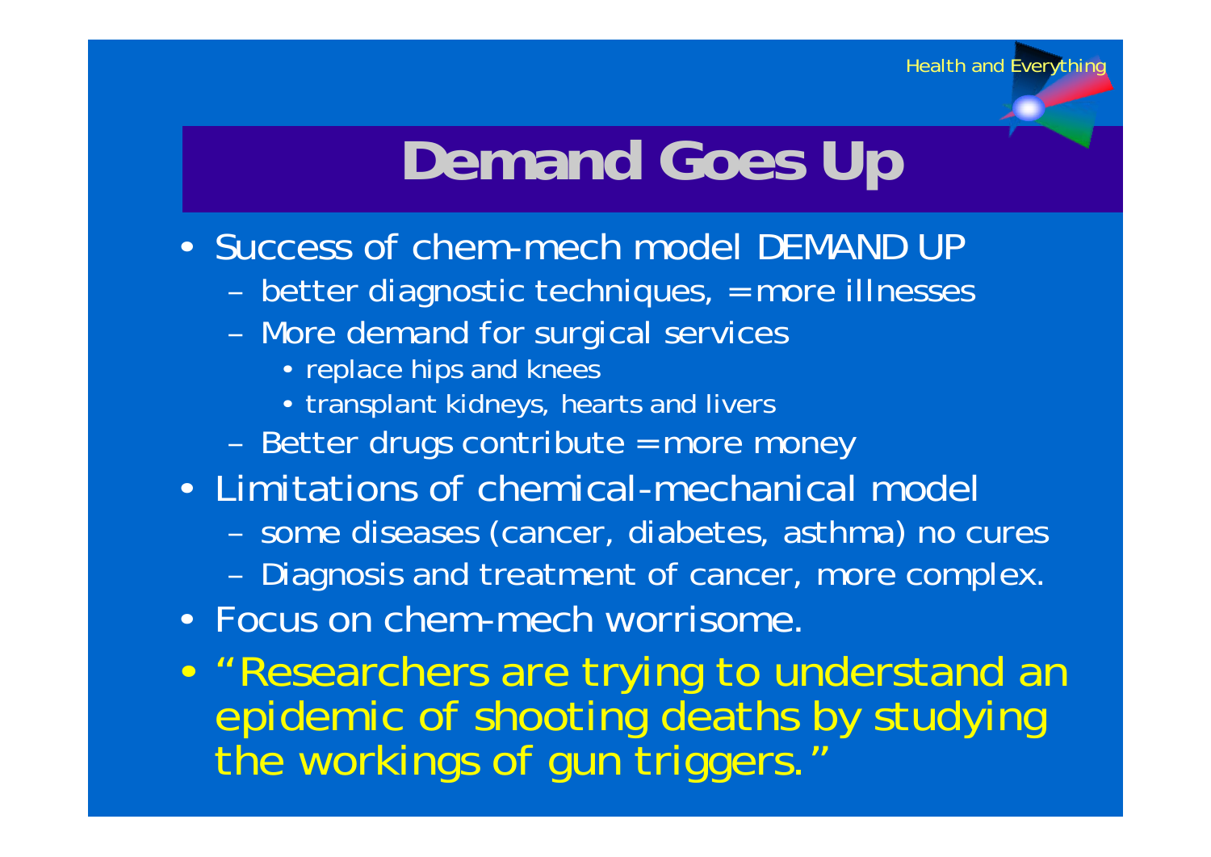# Demand Goes Up

- Success of chem-mech model DEMAND UP
  - better diagnostic techniques, = more illnesses
  - More demand for surgical services
    - replace hips and knees
    - transplant kidneys, hearts and livers
  - Better drugs contribute = more money
- Limitations of chemical-mechanical model
  - some diseases (cancer, diabetes, asthma) no cures
  - Diagnosis and treatment of cancer, more complex.
- Focus on chem-mech worrisome.
- "Researchers are trying to understand an epidemic of shooting deaths by studying the workings of gun triggers."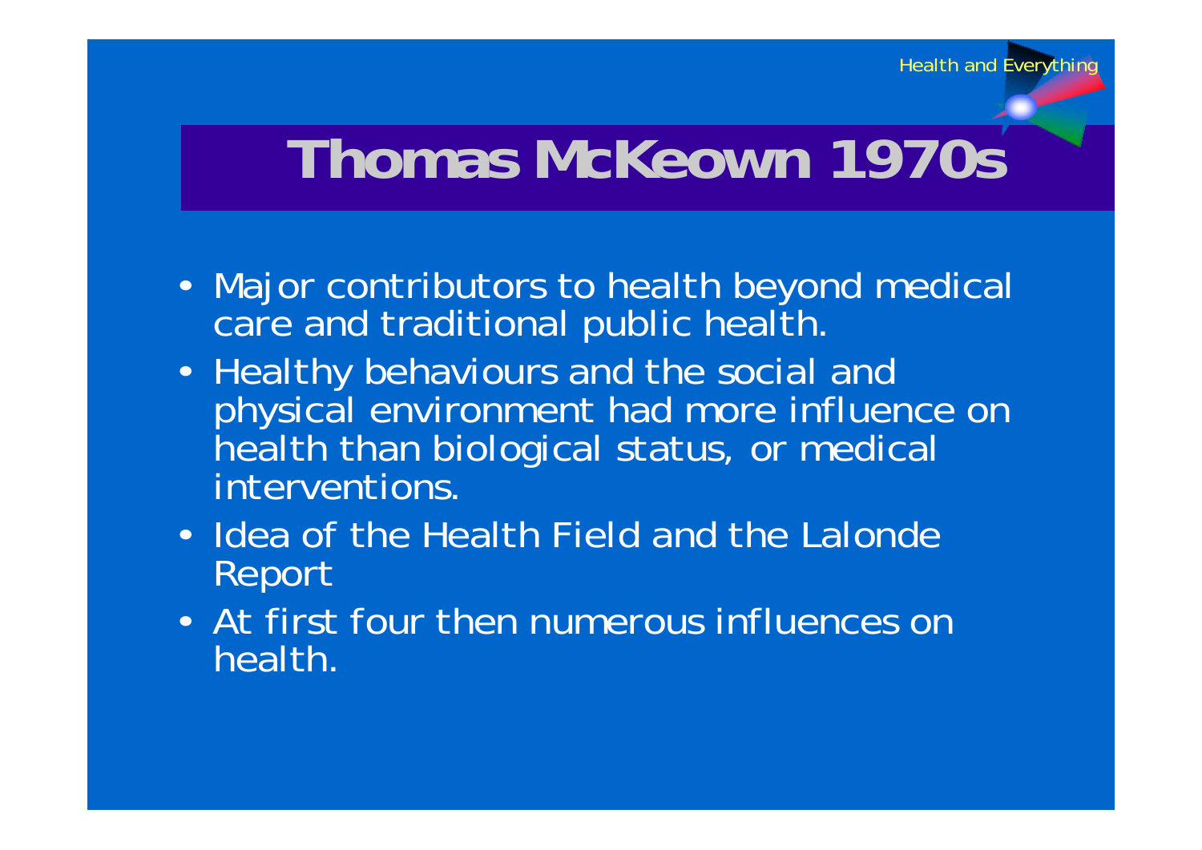# Thomas McKeown 1970s

- Major contributors to health beyond medical care and traditional public health.
- Healthy behaviours and the social and physical environment had more influence on health than biological status, or medical interventions.
- Idea of the Health Field and the Lalonde Report
- At first four then numerous influences on health.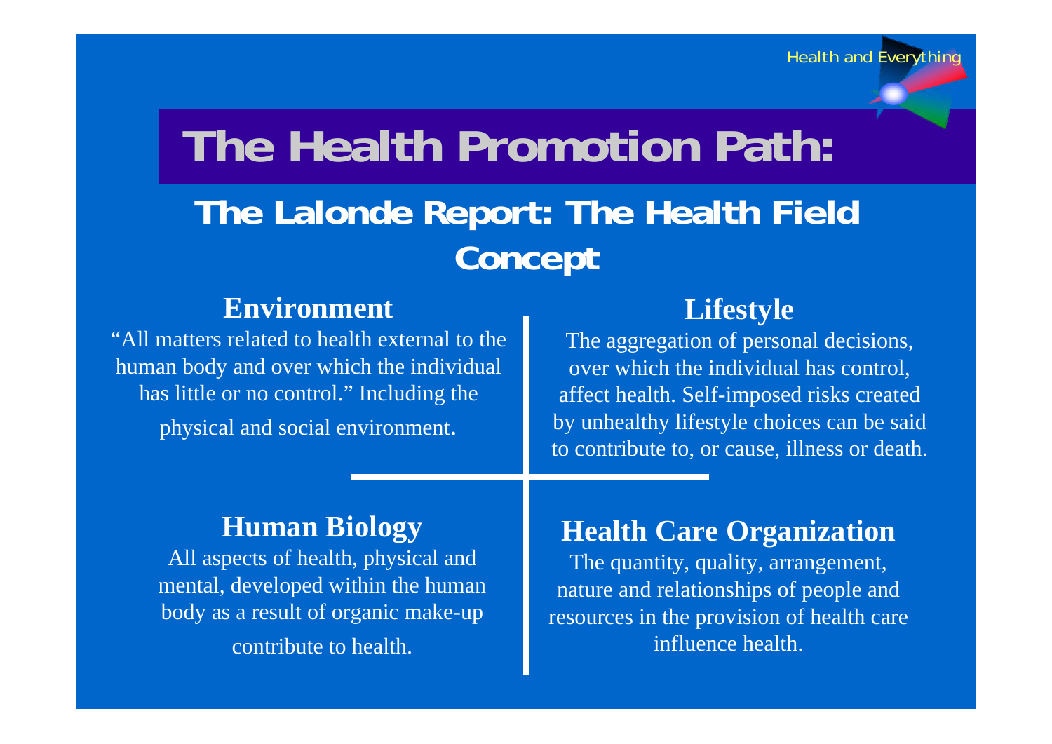# The Health Promotion Path:

## The Lalonde Report: The Health Field Concept

### Environment

“All matters related to health external to the human body and over which the individual has little or no control.” Including the physical and social environment.

### Lifestyle

The aggregation of personal decisions, over which the individual has control, affect health. Self-imposed risks created by unhealthy lifestyle choices can be said to contribute to, or cause, illness or death.

### Human Biology

All aspects of health, physical and mental, developed within the human body as a result of organic make-up contribute to health.

### Health Care Organization

The quantity, quality, arrangement, nature and relationships of people and resources in the provision of health care influence health.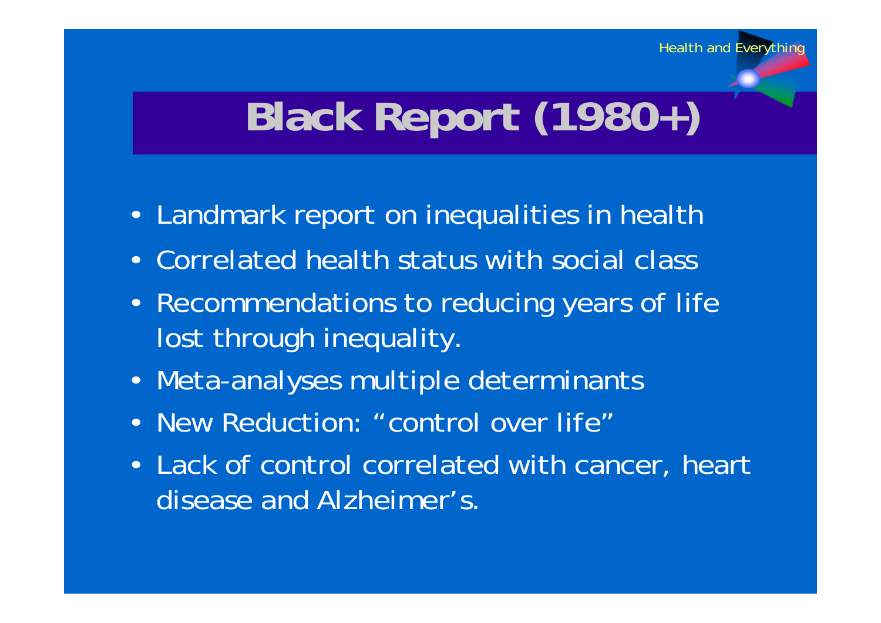# Black Report (1980+)

- Landmark report on inequalities in health
- Correlated health status with social class
- Recommendations to reducing years of life lost through inequality.
- Meta-analyses multiple determinants
- New Reduction: "control over life"
- Lack of control correlated with cancer, heart disease and Alzheimer's.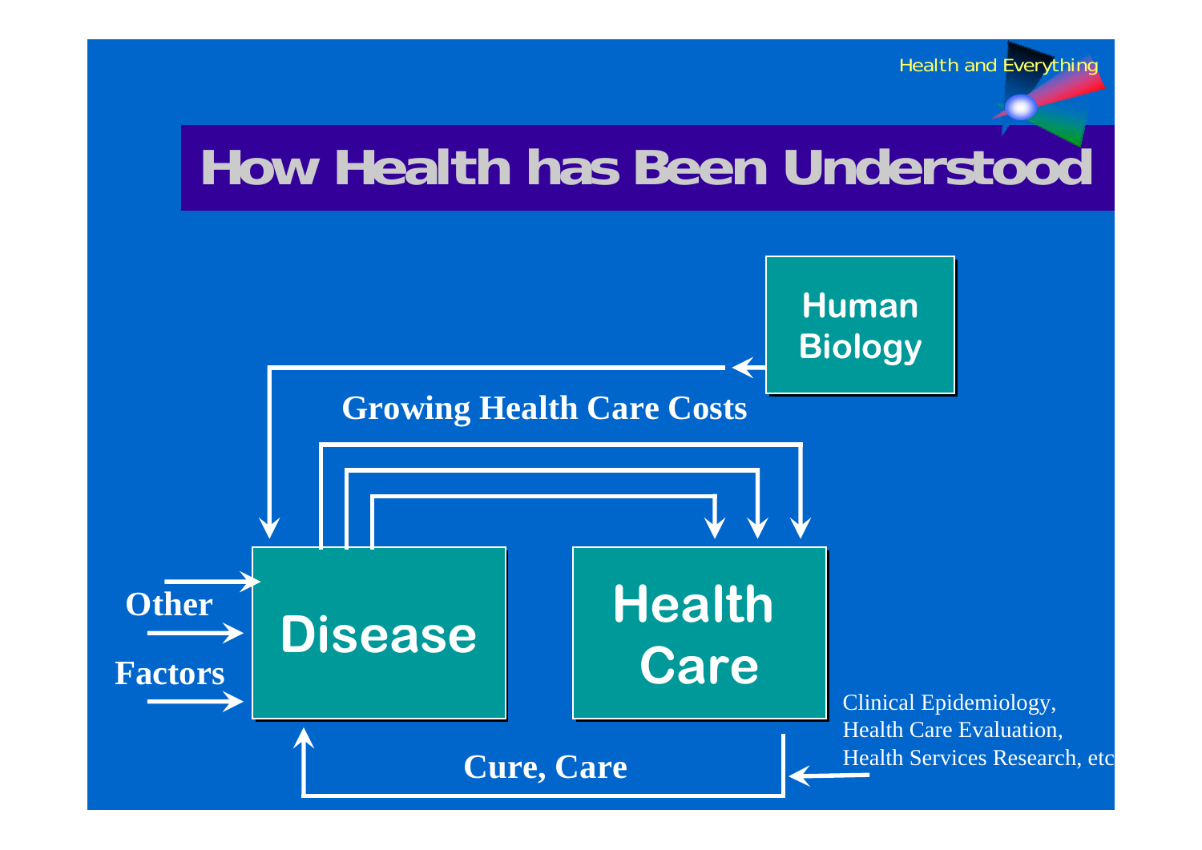# How Health has Been Understood

Human Biology

Growing Health Care Costs

Other Factors

Disease

Health Care

Cure, Care

Clinical Epidemiology,
Health Care Evaluation,
Health Services Research, etc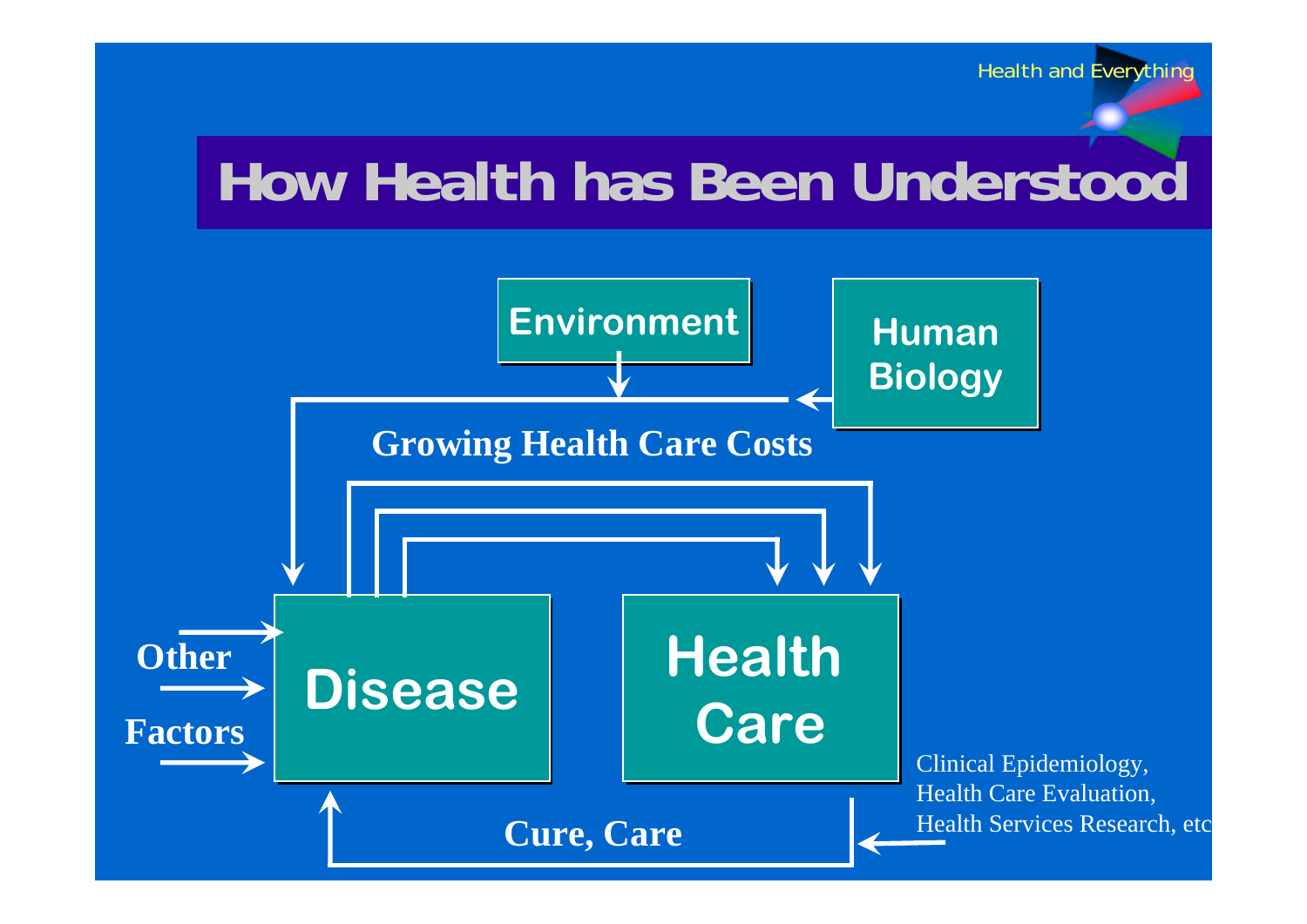# How Health has Been Understood

Environment

Human Biology

Growing Health Care Costs

Other Factors

Disease

Health Care

Cure, Care

Clinical Epidemiology, Health Care Evaluation, Health Services Research, etc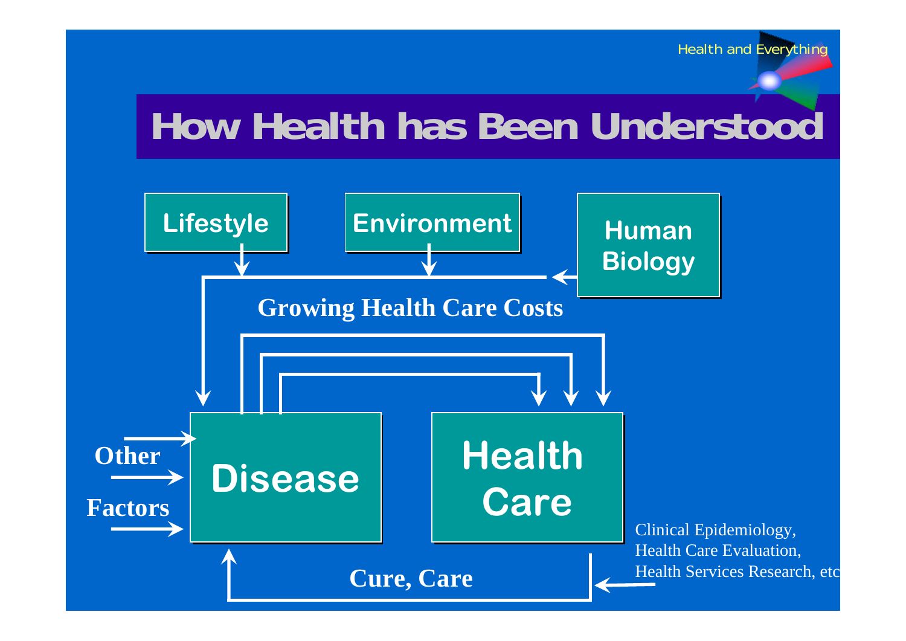# How Health has Been Understood

Lifestyle

Environment

Human Biology

**Growing Health Care Costs**

**Other Factors**

Disease

Health Care

**Cure, Care**

Clinical Epidemiology,
Health Care Evaluation,
Health Services Research, etc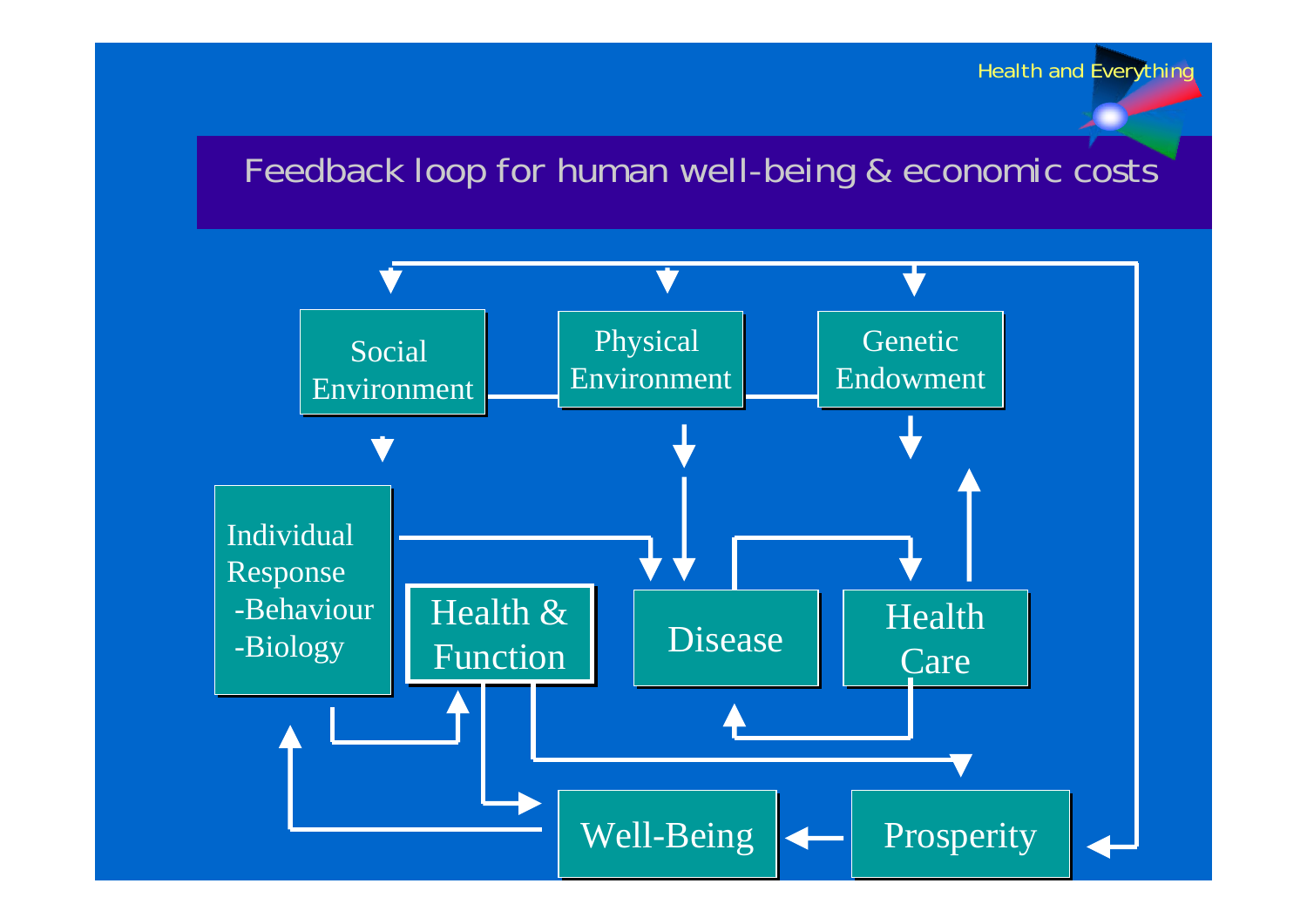# Feedback loop for human well-being & economic costs

Social Environment

Physical Environment

Genetic Endowment

Individual Response
- -Behaviour
- -Biology

Health & Function

Disease

Health Care

Well-Being

Prosperity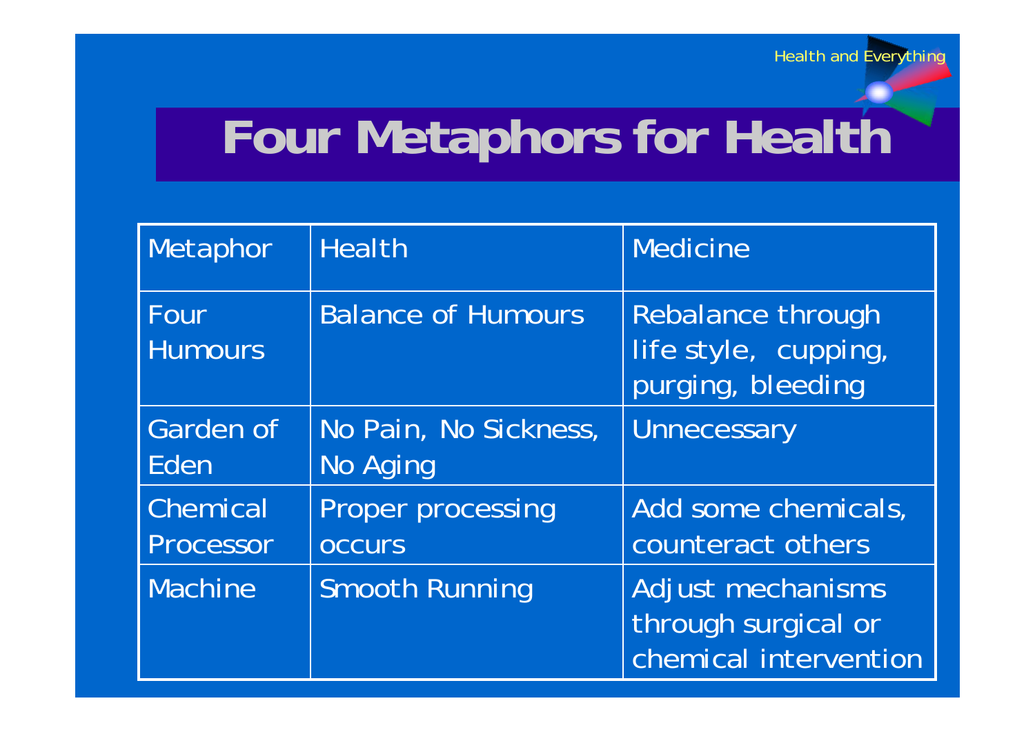# Four Metaphors for Health

| Metaphor | Health | Medicine |
| --- | --- | --- |
| Four Humours | Balance of Humours | Rebalance through life style, cupping, purging, bleeding |
| Garden of Eden | No Pain, No Sickness, No Aging | Unnecessary |
| Chemical Processor | Proper processing occurs | Add some chemicals, counteract others |
| Machine | Smooth Running | Adjust mechanisms through surgical or chemical intervention |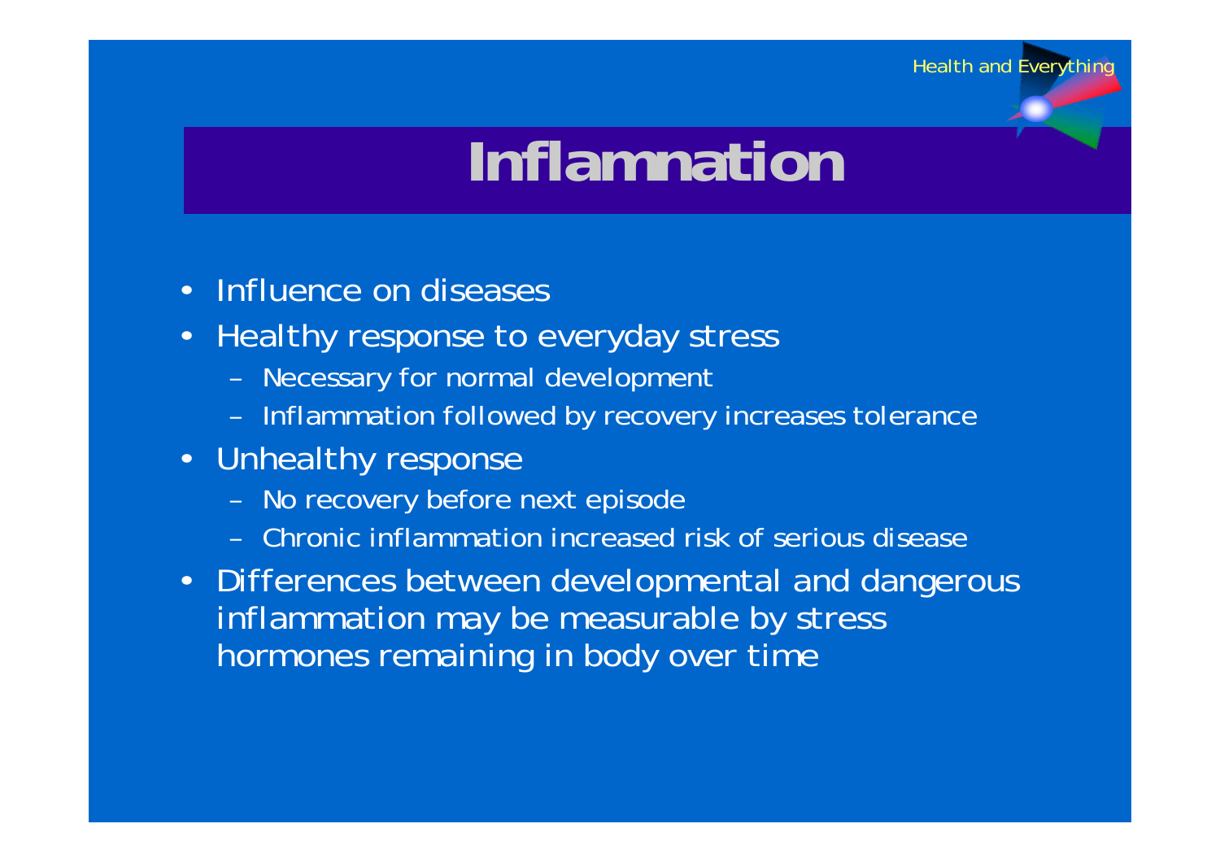# Inflamnation

- Influence on diseases
- Healthy response to everyday stress
  - Necessary for normal development
  - Inflammation followed by recovery increases tolerance
- Unhealthy response
  - No recovery before next episode
  - Chronic inflammation increased risk of serious disease
- Differences between developmental and dangerous inflammation may be measurable by stress hormones remaining in body over time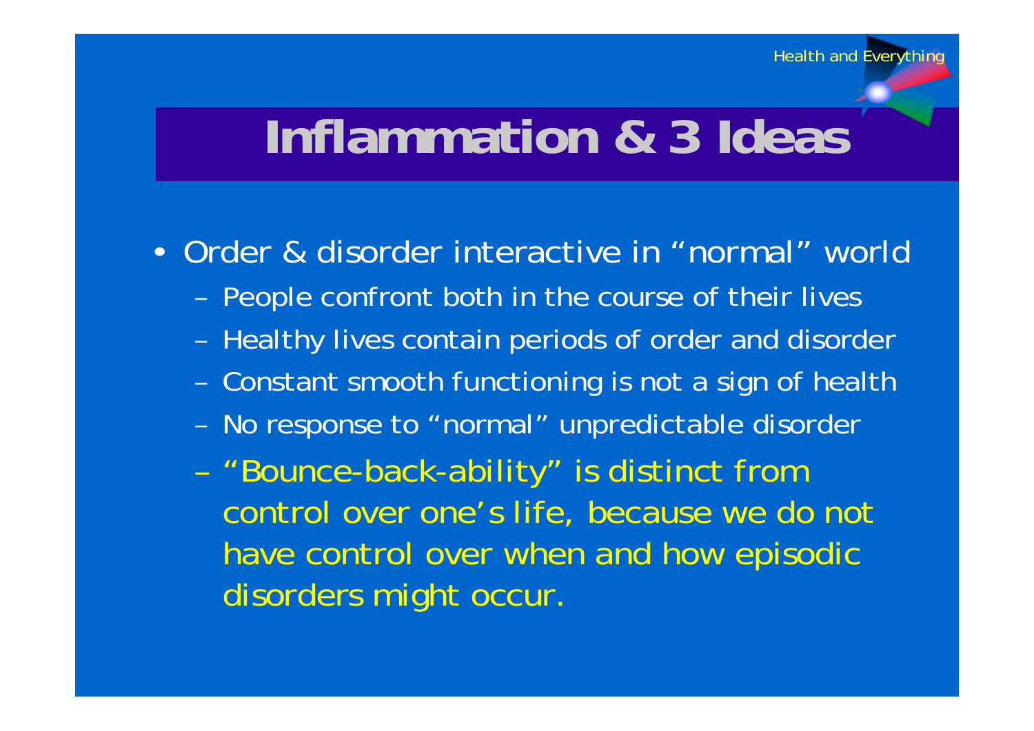# Inflammation & 3 Ideas

- Order & disorder interactive in "normal" world
  - People confront both in the course of their lives
  - Healthy lives contain periods of order and disorder
  - Constant smooth functioning is not a sign of health
  - No response to "normal" unpredictable disorder
  - "Bounce-back-ability" is distinct from control over one's life, because we do not have control over when and how episodic disorders might occur.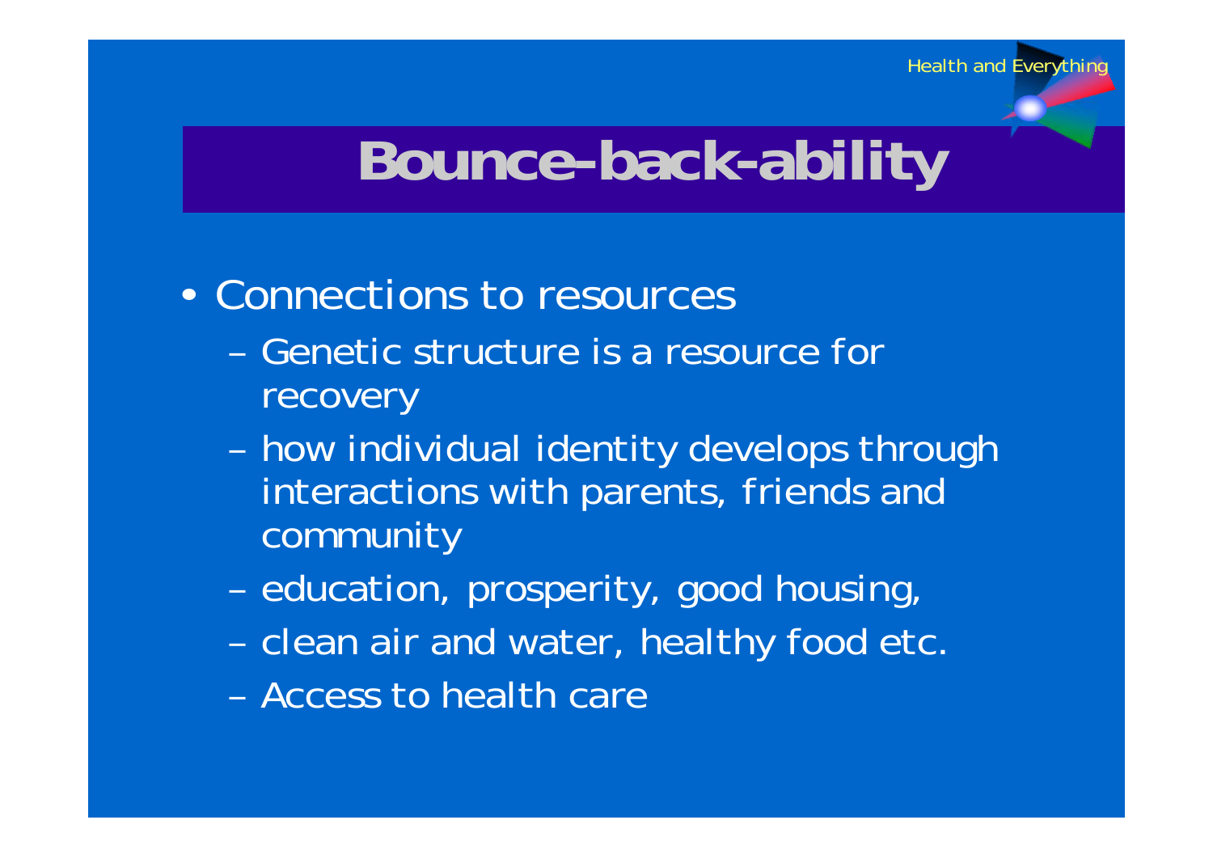# Bounce-back-ability

- Connections to resources
  - Genetic structure is a resource for recovery
  - how individual identity develops through interactions with parents, friends and community
  - education, prosperity, good housing,
  - clean air and water, healthy food etc.
  - Access to health care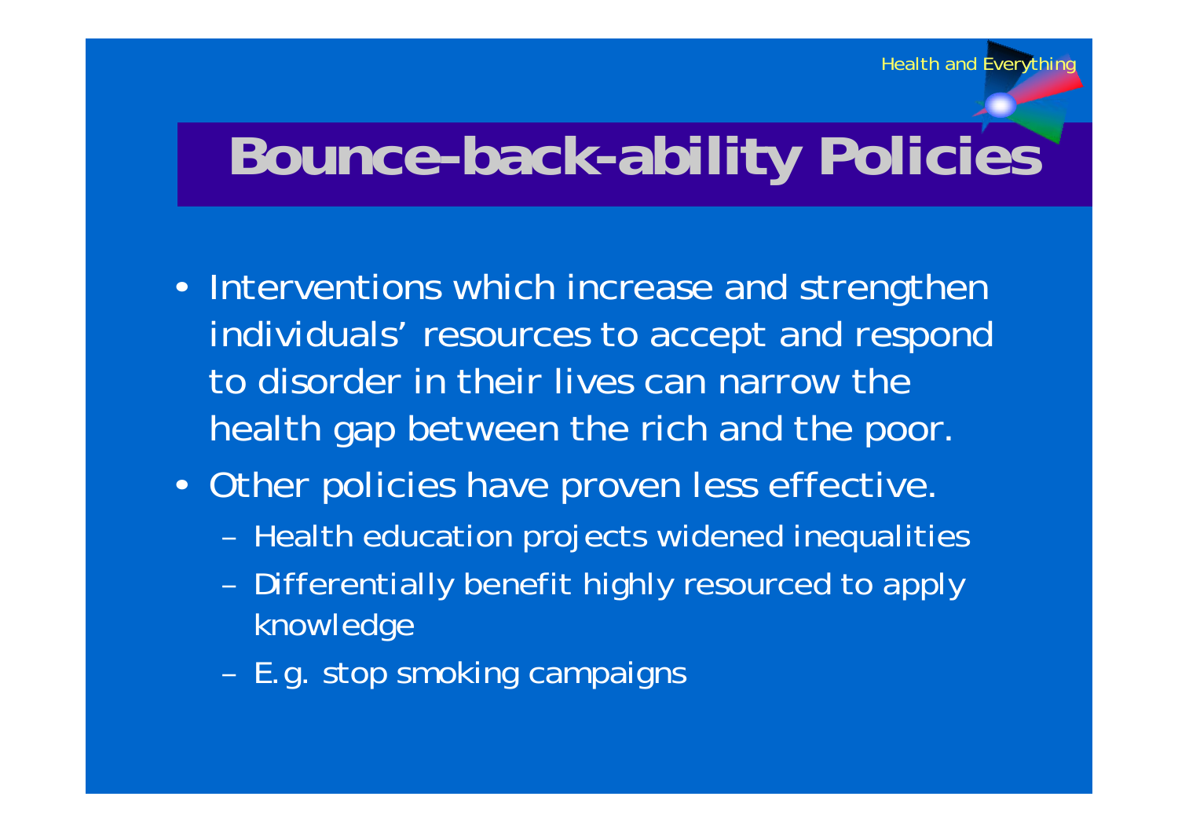# Bounce-back-ability Policies

- Interventions which increase and strengthen individuals' resources to accept and respond to disorder in their lives can narrow the health gap between the rich and the poor.
- Other policies have proven less effective.
  - Health education projects widened inequalities
  - Differentially benefit highly resourced to apply knowledge
  - E.g. stop smoking campaigns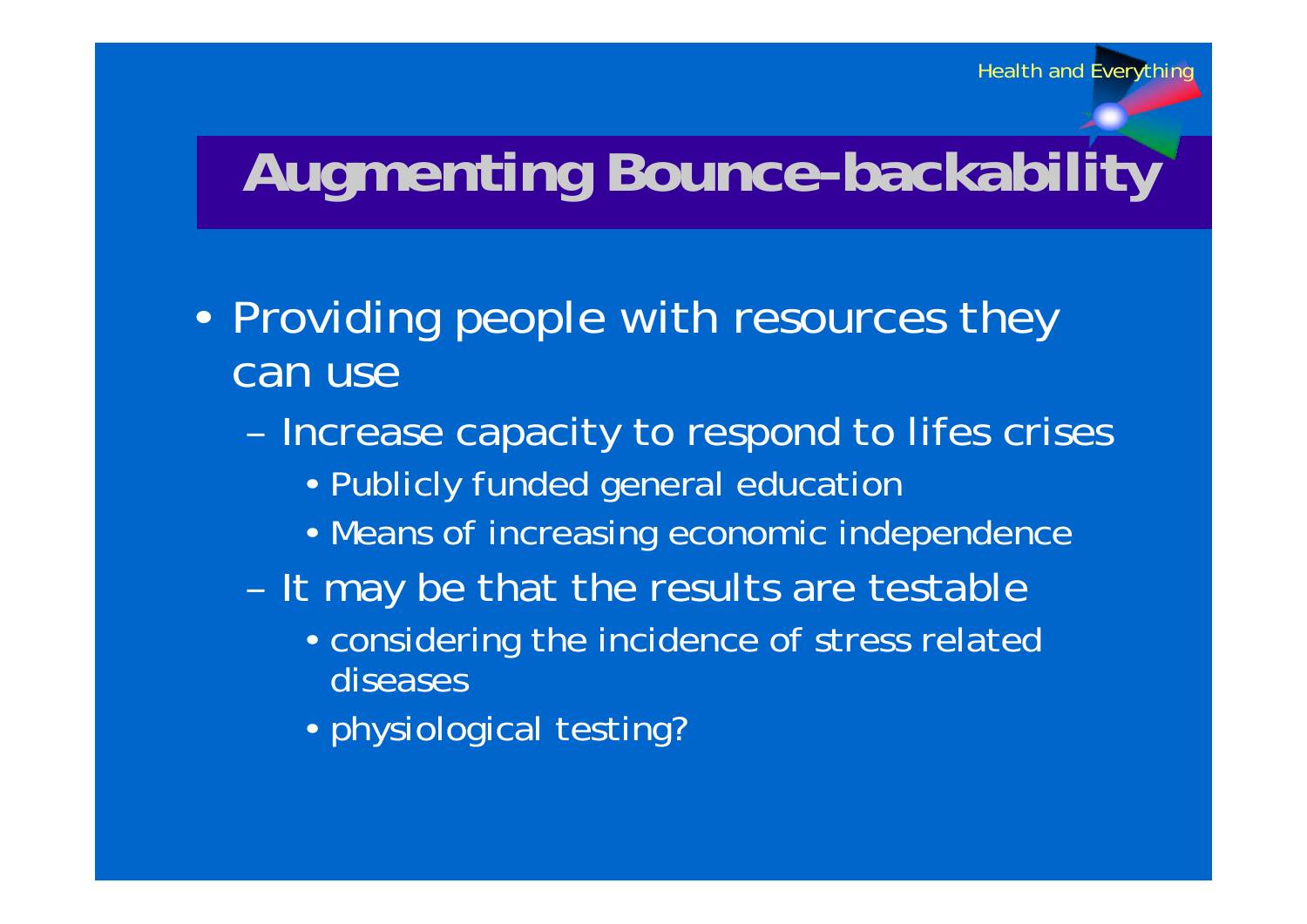# Augmenting Bounce-backability

- Providing people with resources they can use
  - Increase capacity to respond to lifes crises
    - Publicly funded general education
    - Means of increasing economic independence
  - It may be that the results are testable
    - considering the incidence of stress related diseases
    - physiological testing?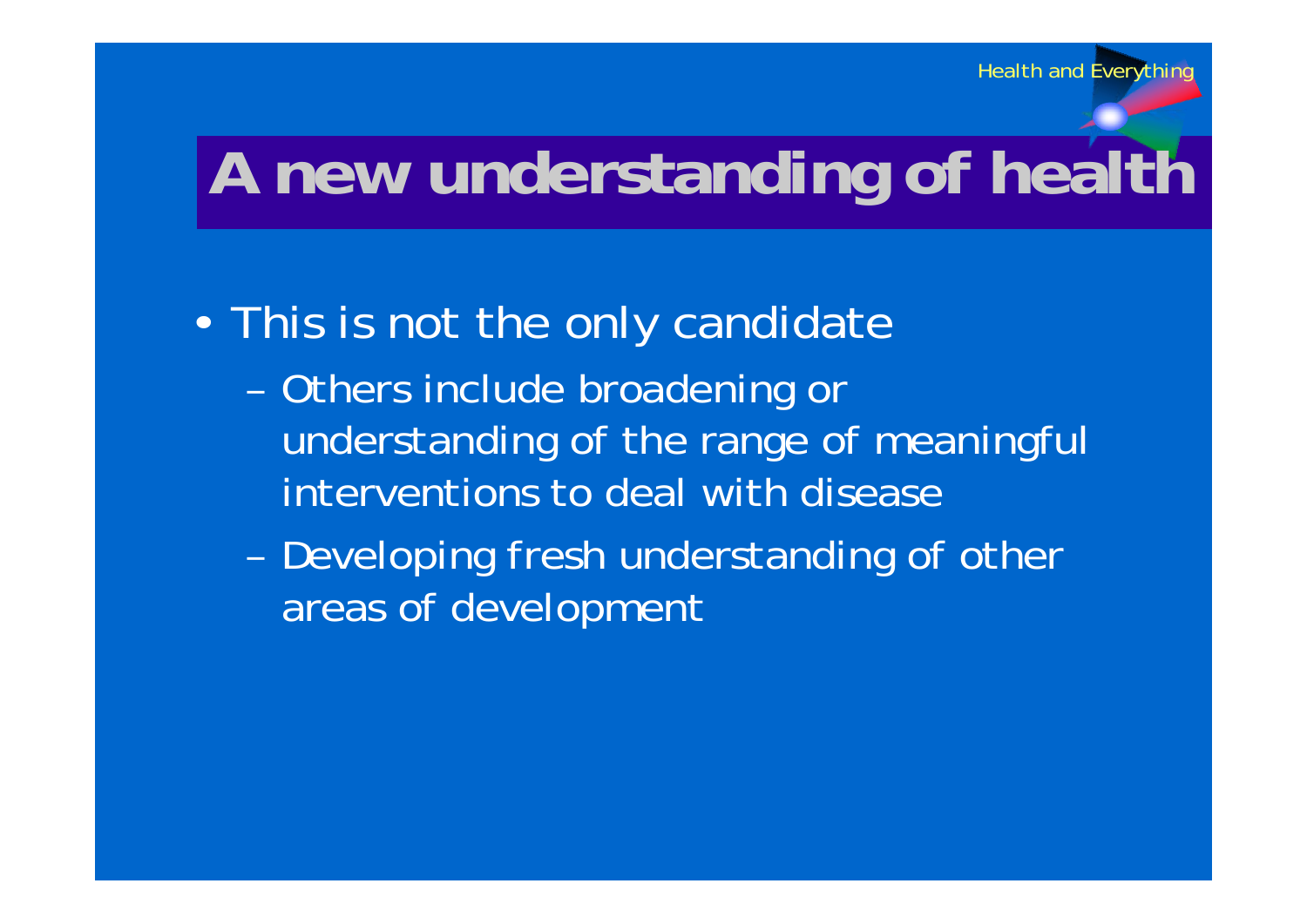# A new understanding of health

- This is not the only candidate
  - Others include broadening or understanding of the range of meaningful interventions to deal with disease
  - Developing fresh understanding of other areas of development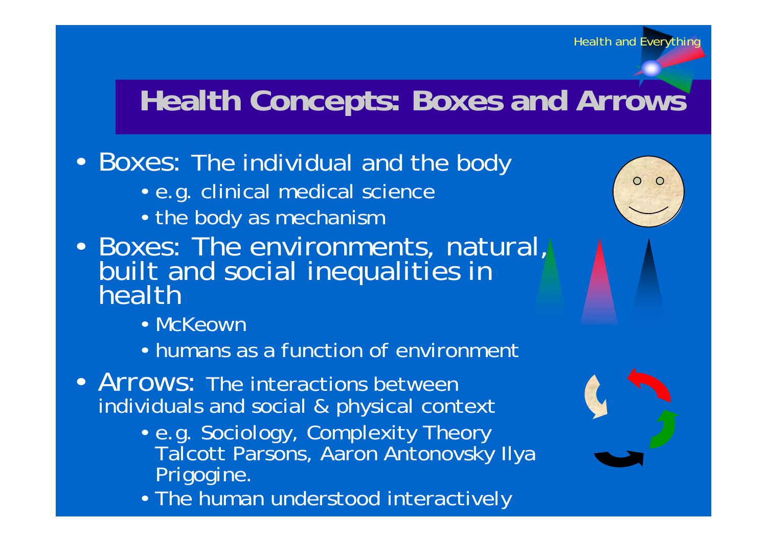# Health Concepts: Boxes and Arrows

- Boxes: The individual and the body
  - e.g. clinical medical science
  - the body as mechanism
- Boxes: The environments, natural, built and social inequalities in health
  - McKeown
  - humans as a function of environment
- Arrows: The interactions between individuals and social & physical context
  - e.g. Sociology, Complexity Theory Talcott Parsons, Aaron Antonovsky Ilya Prigogine.
  - The human understood interactively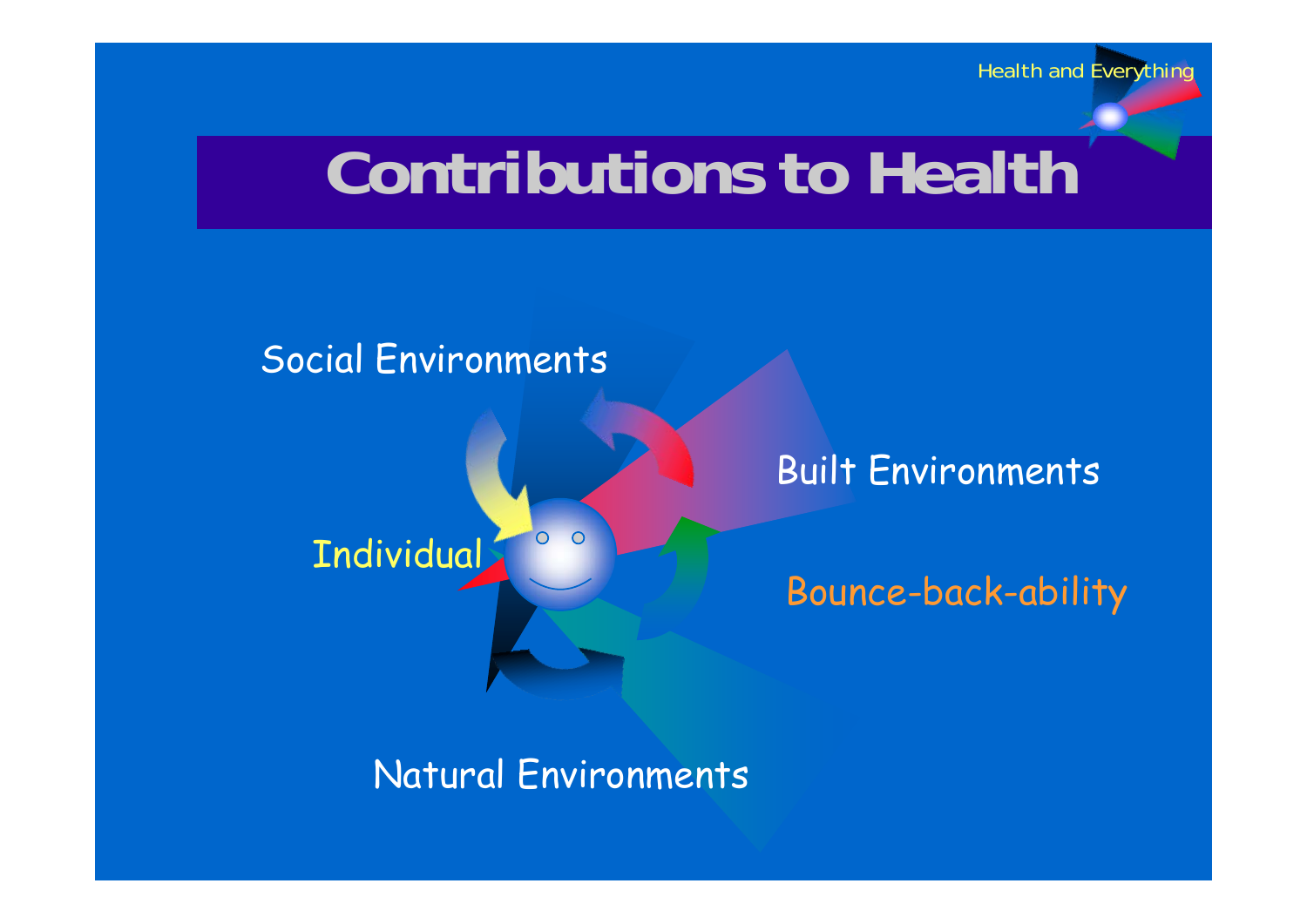# Contributions to Health

Social Environments

Built Environments

Individual

Bounce-back-ability

Natural Environments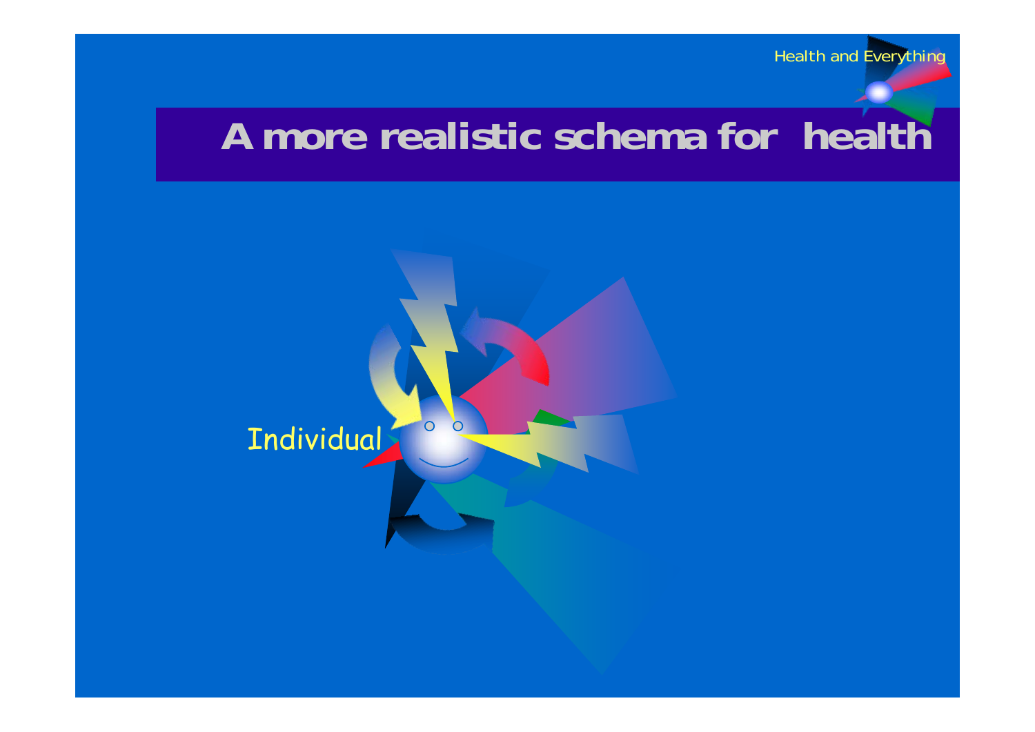# A more realistic schema for health

Individual